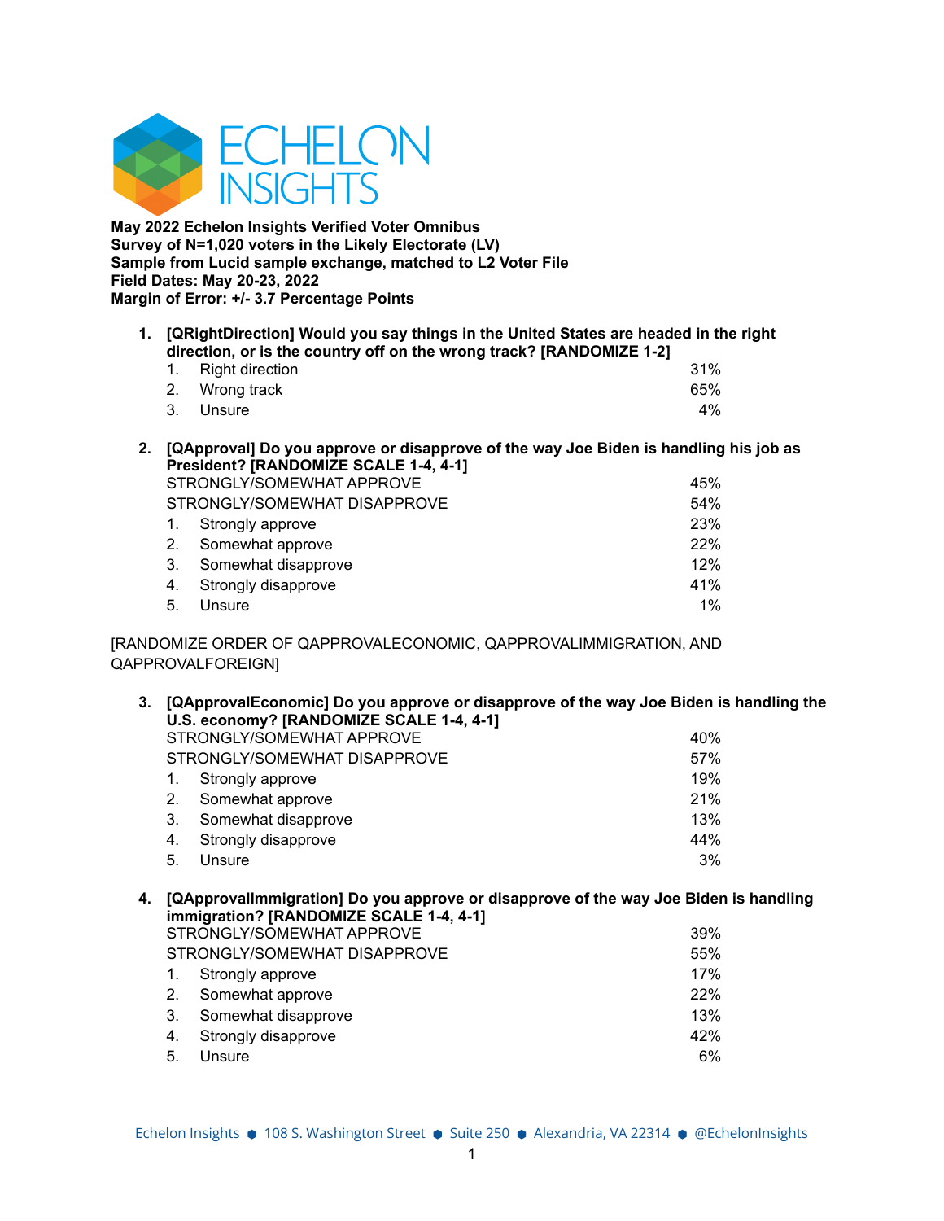**May 2022 Echelon Insights Verified Voter Omnibus**
**Survey of N=1,020 voters in the Likely Electorate (LV)**
**Sample from Lucid sample exchange, matched to L2 Voter File**
**Field Dates: May 20-23, 2022**
**Margin of Error: +/- 3.7 Percentage Points**

**1. [QRightDirection] Would you say things in the United States are headed in the right direction, or is the country off on the wrong track? [RANDOMIZE 1-2]**

| | |
|---|---|
| 1. Right direction | 31% |
| 2. Wrong track | 65% |
| 3. Unsure | 4% |

**2. [QApproval] Do you approve or disapprove of the way Joe Biden is handling his job as President? [RANDOMIZE SCALE 1-4, 4-1]**

| | |
|---|---|
| STRONGLY/SOMEWHAT APPROVE | 45% |
| STRONGLY/SOMEWHAT DISAPPROVE | 54% |
| 1. Strongly approve | 23% |
| 2. Somewhat approve | 22% |
| 3. Somewhat disapprove | 12% |
| 4. Strongly disapprove | 41% |
| 5. Unsure | 1% |

[RANDOMIZE ORDER OF QAPPROVALECONOMIC, QAPPROVALIMMIGRATION, AND QAPPROVALFOREIGN]

**3. [QApprovalEconomic] Do you approve or disapprove of the way Joe Biden is handling the U.S. economy? [RANDOMIZE SCALE 1-4, 4-1]**

| | |
|---|---|
| STRONGLY/SOMEWHAT APPROVE | 40% |
| STRONGLY/SOMEWHAT DISAPPROVE | 57% |
| 1. Strongly approve | 19% |
| 2. Somewhat approve | 21% |
| 3. Somewhat disapprove | 13% |
| 4. Strongly disapprove | 44% |
| 5. Unsure | 3% |

**4. [QApprovalImmigration] Do you approve or disapprove of the way Joe Biden is handling immigration? [RANDOMIZE SCALE 1-4, 4-1]**

| | |
|---|---|
| STRONGLY/SOMEWHAT APPROVE | 39% |
| STRONGLY/SOMEWHAT DISAPPROVE | 55% |
| 1. Strongly approve | 17% |
| 2. Somewhat approve | 22% |
| 3. Somewhat disapprove | 13% |
| 4. Strongly disapprove | 42% |
| 5. Unsure | 6% |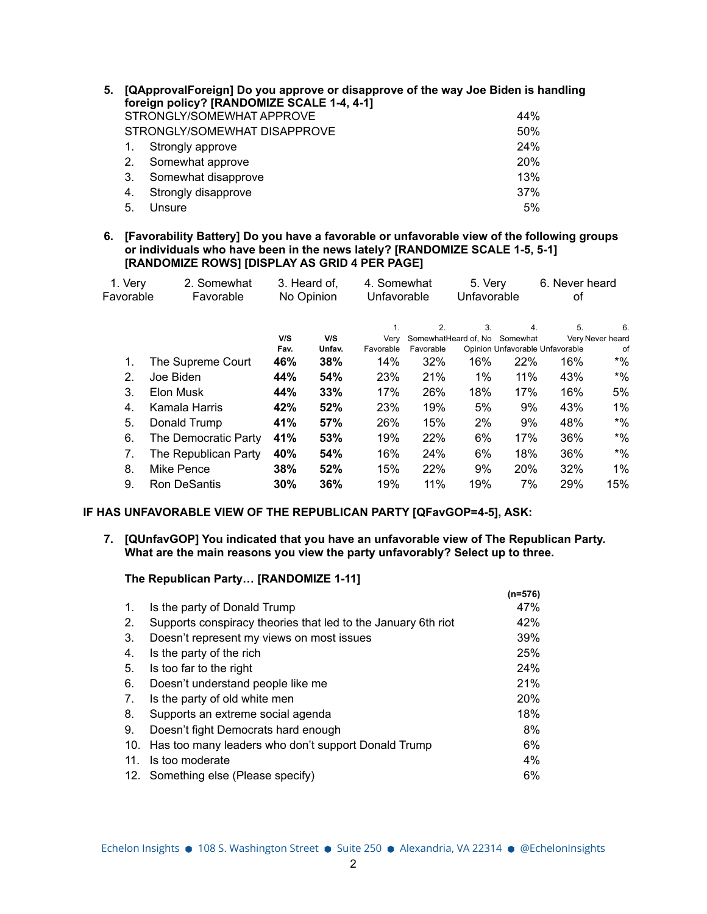**5. [QApprovalForeign] Do you approve or disapprove of the way Joe Biden is handling foreign policy? [RANDOMIZE SCALE 1-4, 4-1]**

| | |
|---|---|
| STRONGLY/SOMEWHAT APPROVE | 44% |
| STRONGLY/SOMEWHAT DISAPPROVE | 50% |
| 1. Strongly approve | 24% |
| 2. Somewhat approve | 20% |
| 3. Somewhat disapprove | 13% |
| 4. Strongly disapprove | 37% |
| 5. Unsure | 5% |

**6. [Favorability Battery] Do you have a favorable or unfavorable view of the following groups or individuals who have been in the news lately? [RANDOMIZE SCALE 1-5, 5-1] [RANDOMIZE ROWS] [DISPLAY AS GRID 4 PER PAGE]**

| 1. Very Favorable | 2. Somewhat Favorable | 3. Heard of, No Opinion | 4. Somewhat Unfavorable | 5. Very Unfavorable | 6. Never heard of |
|---|---|---|---|---|---|

| | | V/S Fav. | V/S Unfav. | 1. Very Favorable | 2. Somewhat Favorable | 3. Heard of, No Opinion | 4. Somewhat Unfavorable | 5. Very Unfavorable | 6. Never heard of |
|---|---|---|---|---|---|---|---|---|---|
| 1. | The Supreme Court | **46%** | **38%** | 14% | 32% | 16% | 22% | 16% | *% |
| 2. | Joe Biden | **44%** | **54%** | 23% | 21% | 1% | 11% | 43% | *% |
| 3. | Elon Musk | **44%** | **33%** | 17% | 26% | 18% | 17% | 16% | 5% |
| 4. | Kamala Harris | **42%** | **52%** | 23% | 19% | 5% | 9% | 43% | 1% |
| 5. | Donald Trump | **41%** | **57%** | 26% | 15% | 2% | 9% | 48% | *% |
| 6. | The Democratic Party | **41%** | **53%** | 19% | 22% | 6% | 17% | 36% | *% |
| 7. | The Republican Party | **40%** | **54%** | 16% | 24% | 6% | 18% | 36% | *% |
| 8. | Mike Pence | **38%** | **52%** | 15% | 22% | 9% | 20% | 32% | 1% |
| 9. | Ron DeSantis | **30%** | **36%** | 19% | 11% | 19% | 7% | 29% | 15% |

**IF HAS UNFAVORABLE VIEW OF THE REPUBLICAN PARTY [QFavGOP=4-5], ASK:**

**7. [QUnfavGOP] You indicated that you have an unfavorable view of The Republican Party. What are the main reasons you view the party unfavorably? Select up to three.**

**The Republican Party… [RANDOMIZE 1-11]**

| | | (n=576) |
|---|---|---|
| 1. | Is the party of Donald Trump | 47% |
| 2. | Supports conspiracy theories that led to the January 6th riot | 42% |
| 3. | Doesn't represent my views on most issues | 39% |
| 4. | Is the party of the rich | 25% |
| 5. | Is too far to the right | 24% |
| 6. | Doesn't understand people like me | 21% |
| 7. | Is the party of old white men | 20% |
| 8. | Supports an extreme social agenda | 18% |
| 9. | Doesn't fight Democrats hard enough | 8% |
| 10. | Has too many leaders who don't support Donald Trump | 6% |
| 11. | Is too moderate | 4% |
| 12. | Something else (Please specify) | 6% |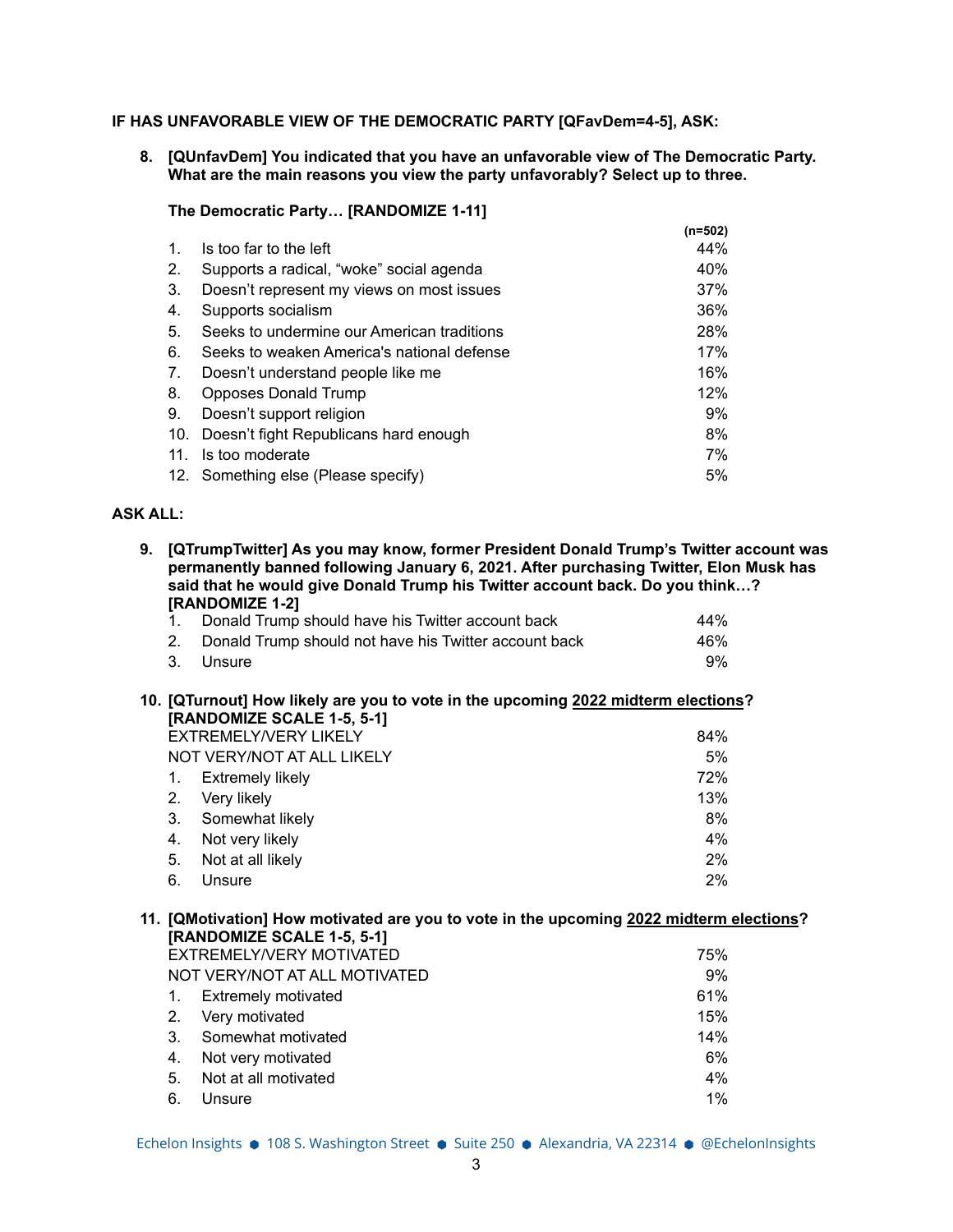**IF HAS UNFAVORABLE VIEW OF THE DEMOCRATIC PARTY [QFavDem=4-5], ASK:**

**8. [QUnfavDem] You indicated that you have an unfavorable view of The Democratic Party. What are the main reasons you view the party unfavorably? Select up to three.**

**The Democratic Party… [RANDOMIZE 1-11]**

| | | (n=502) |
|---|---|---|
| 1. | Is too far to the left | 44% |
| 2. | Supports a radical, "woke" social agenda | 40% |
| 3. | Doesn't represent my views on most issues | 37% |
| 4. | Supports socialism | 36% |
| 5. | Seeks to undermine our American traditions | 28% |
| 6. | Seeks to weaken America's national defense | 17% |
| 7. | Doesn't understand people like me | 16% |
| 8. | Opposes Donald Trump | 12% |
| 9. | Doesn't support religion | 9% |
| 10. | Doesn't fight Republicans hard enough | 8% |
| 11. | Is too moderate | 7% |
| 12. | Something else (Please specify) | 5% |

**ASK ALL:**

**9. [QTrumpTwitter] As you may know, former President Donald Trump's Twitter account was permanently banned following January 6, 2021. After purchasing Twitter, Elon Musk has said that he would give Donald Trump his Twitter account back. Do you think…? [RANDOMIZE 1-2]**

| | | |
|---|---|---|
| 1. | Donald Trump should have his Twitter account back | 44% |
| 2. | Donald Trump should not have his Twitter account back | 46% |
| 3. | Unsure | 9% |

**10. [QTurnout] How likely are you to vote in the upcoming 2022 midterm elections? [RANDOMIZE SCALE 1-5, 5-1]**

| | | |
|---|---|---|
| EXTREMELY/VERY LIKELY | | 84% |
| NOT VERY/NOT AT ALL LIKELY | | 5% |
| 1. | Extremely likely | 72% |
| 2. | Very likely | 13% |
| 3. | Somewhat likely | 8% |
| 4. | Not very likely | 4% |
| 5. | Not at all likely | 2% |
| 6. | Unsure | 2% |

**11. [QMotivation] How motivated are you to vote in the upcoming 2022 midterm elections? [RANDOMIZE SCALE 1-5, 5-1]**

| | | |
|---|---|---|
| EXTREMELY/VERY MOTIVATED | | 75% |
| NOT VERY/NOT AT ALL MOTIVATED | | 9% |
| 1. | Extremely motivated | 61% |
| 2. | Very motivated | 15% |
| 3. | Somewhat motivated | 14% |
| 4. | Not very motivated | 6% |
| 5. | Not at all motivated | 4% |
| 6. | Unsure | 1% |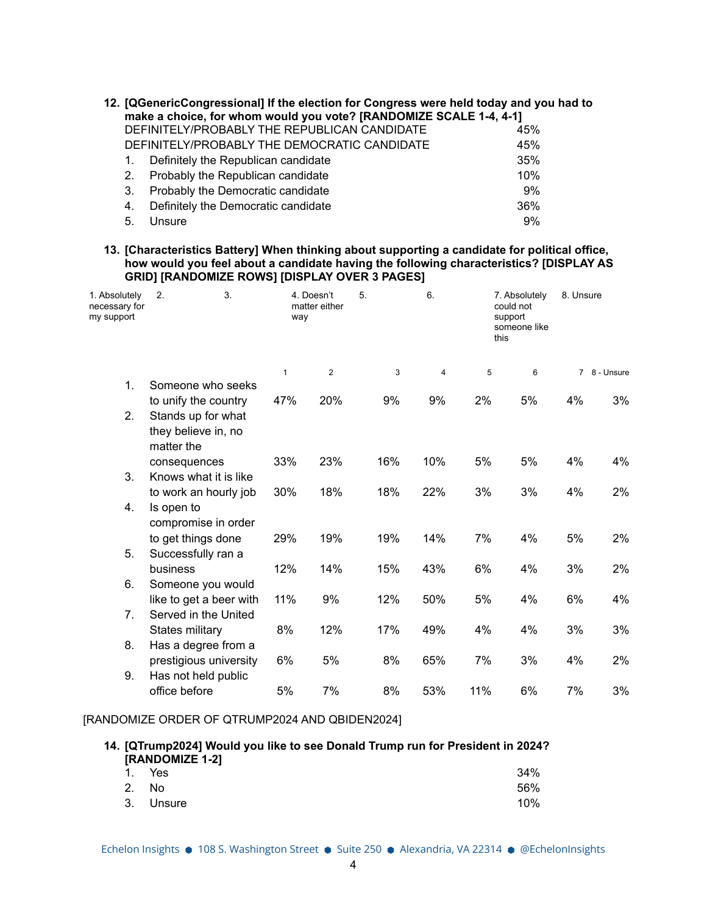**12. [QGenericCongressional] If the election for Congress were held today and you had to make a choice, for whom would you vote? [RANDOMIZE SCALE 1-4, 4-1]**

| | |
|---|---|
| DEFINITELY/PROBABLY THE REPUBLICAN CANDIDATE | 45% |
| DEFINITELY/PROBABLY THE DEMOCRATIC CANDIDATE | 45% |
| 1. Definitely the Republican candidate | 35% |
| 2. Probably the Republican candidate | 10% |
| 3. Probably the Democratic candidate | 9% |
| 4. Definitely the Democratic candidate | 36% |
| 5. Unsure | 9% |

**13. [Characteristics Battery] When thinking about supporting a candidate for political office, how would you feel about a candidate having the following characteristics? [DISPLAY AS GRID] [RANDOMIZE ROWS] [DISPLAY OVER 3 PAGES]**

1. Absolutely necessary for my support | 2. | 3. | 4. Doesn't matter either way | 5. | 6. | 7. Absolutely could not support someone like this | 8. Unsure

| | 1 | 2 | 3 | 4 | 5 | 6 | 7 | 8 - Unsure |
|---|---|---|---|---|---|---|---|---|
| 1. Someone who seeks to unify the country | 47% | 20% | 9% | 9% | 2% | 5% | 4% | 3% |
| 2. Stands up for what they believe in, no matter the consequences | 33% | 23% | 16% | 10% | 5% | 5% | 4% | 4% |
| 3. Knows what it is like to work an hourly job | 30% | 18% | 18% | 22% | 3% | 3% | 4% | 2% |
| 4. Is open to compromise in order to get things done | 29% | 19% | 19% | 14% | 7% | 4% | 5% | 2% |
| 5. Successfully ran a business | 12% | 14% | 15% | 43% | 6% | 4% | 3% | 2% |
| 6. Someone you would like to get a beer with | 11% | 9% | 12% | 50% | 5% | 4% | 6% | 4% |
| 7. Served in the United States military | 8% | 12% | 17% | 49% | 4% | 4% | 3% | 3% |
| 8. Has a degree from a prestigious university | 6% | 5% | 8% | 65% | 7% | 3% | 4% | 2% |
| 9. Has not held public office before | 5% | 7% | 8% | 53% | 11% | 6% | 7% | 3% |

[RANDOMIZE ORDER OF QTRUMP2024 AND QBIDEN2024]

**14. [QTrump2024] Would you like to see Donald Trump run for President in 2024? [RANDOMIZE 1-2]**

| | |
|---|---|
| 1. Yes | 34% |
| 2. No | 56% |
| 3. Unsure | 10% |

Echelon Insights ⬢ 108 S. Washington Street ⬢ Suite 250 ⬢ Alexandria, VA 22314 ⬢ @EchelonInsights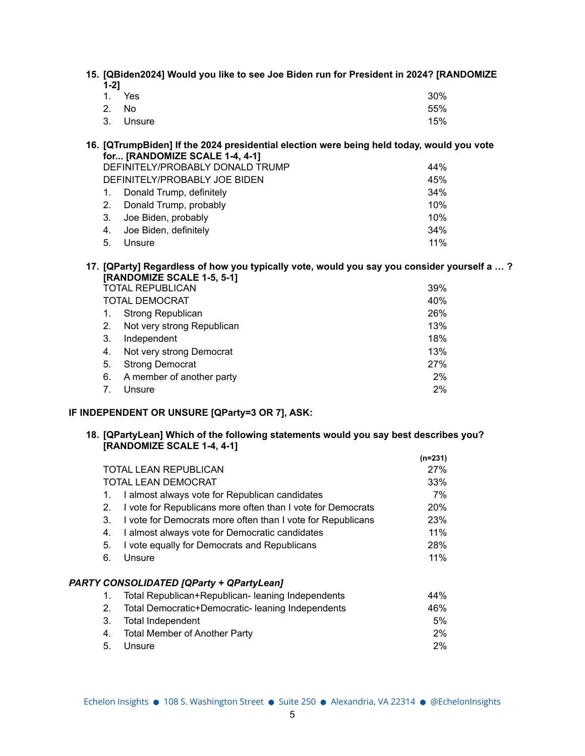**15. [QBiden2024] Would you like to see Joe Biden run for President in 2024? [RANDOMIZE 1-2]**

| | |
|---|---|
| 1. Yes | 30% |
| 2. No | 55% |
| 3. Unsure | 15% |

**16. [QTrumpBiden] If the 2024 presidential election were being held today, would you vote for... [RANDOMIZE SCALE 1-4, 4-1]**

| | |
|---|---|
| DEFINITELY/PROBABLY DONALD TRUMP | 44% |
| DEFINITELY/PROBABLY JOE BIDEN | 45% |
| 1. Donald Trump, definitely | 34% |
| 2. Donald Trump, probably | 10% |
| 3. Joe Biden, probably | 10% |
| 4. Joe Biden, definitely | 34% |
| 5. Unsure | 11% |

**17. [QParty] Regardless of how you typically vote, would you say you consider yourself a … ? [RANDOMIZE SCALE 1-5, 5-1]**

| | |
|---|---|
| TOTAL REPUBLICAN | 39% |
| TOTAL DEMOCRAT | 40% |
| 1. Strong Republican | 26% |
| 2. Not very strong Republican | 13% |
| 3. Independent | 18% |
| 4. Not very strong Democrat | 13% |
| 5. Strong Democrat | 27% |
| 6. A member of another party | 2% |
| 7. Unsure | 2% |

**IF INDEPENDENT OR UNSURE [QParty=3 OR 7], ASK:**

**18. [QPartyLean] Which of the following statements would you say best describes you? [RANDOMIZE SCALE 1-4, 4-1]**

| | (n=231) |
|---|---|
| TOTAL LEAN REPUBLICAN | 27% |
| TOTAL LEAN DEMOCRAT | 33% |
| 1. I almost always vote for Republican candidates | 7% |
| 2. I vote for Republicans more often than I vote for Democrats | 20% |
| 3. I vote for Democrats more often than I vote for Republicans | 23% |
| 4. I almost always vote for Democratic candidates | 11% |
| 5. I vote equally for Democrats and Republicans | 28% |
| 6. Unsure | 11% |

***PARTY CONSOLIDATED [QParty + QPartyLean]***

| | |
|---|---|
| 1. Total Republican+Republican- leaning Independents | 44% |
| 2. Total Democratic+Democratic- leaning Independents | 46% |
| 3. Total Independent | 5% |
| 4. Total Member of Another Party | 2% |
| 5. Unsure | 2% |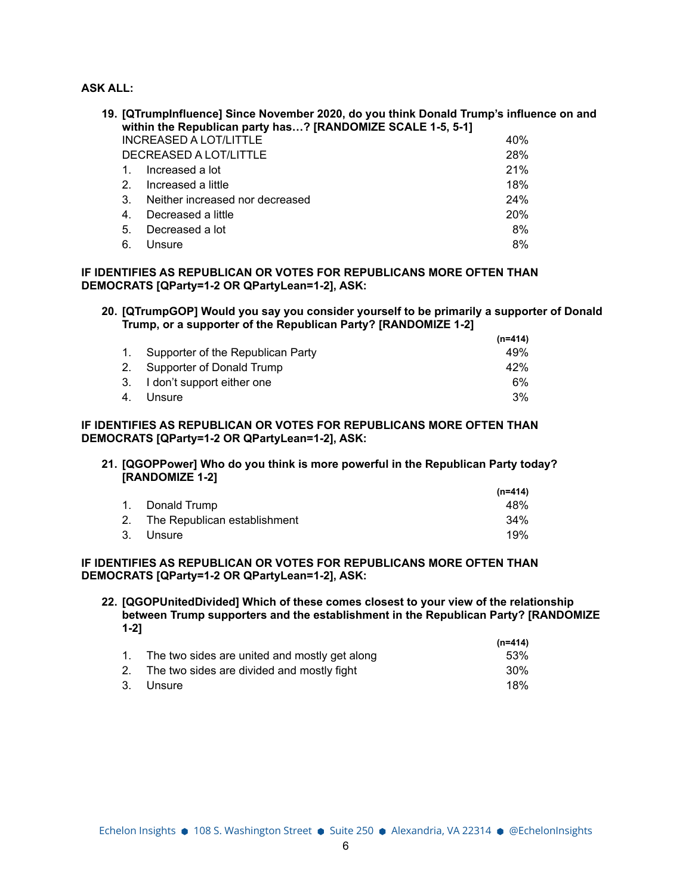**ASK ALL:**

**19. [QTrumpInfluence] Since November 2020, do you think Donald Trump's influence on and within the Republican party has…? [RANDOMIZE SCALE 1-5, 5-1]**

| | |
|---|---|
| INCREASED A LOT/LITTLE | 40% |
| DECREASED A LOT/LITTLE | 28% |
| 1. Increased a lot | 21% |
| 2. Increased a little | 18% |
| 3. Neither increased nor decreased | 24% |
| 4. Decreased a little | 20% |
| 5. Decreased a lot | 8% |
| 6. Unsure | 8% |

**IF IDENTIFIES AS REPUBLICAN OR VOTES FOR REPUBLICANS MORE OFTEN THAN DEMOCRATS [QParty=1-2 OR QPartyLean=1-2], ASK:**

**20. [QTrumpGOP] Would you say you consider yourself to be primarily a supporter of Donald Trump, or a supporter of the Republican Party? [RANDOMIZE 1-2]**

| | (n=414) |
|---|---|
| 1. Supporter of the Republican Party | 49% |
| 2. Supporter of Donald Trump | 42% |
| 3. I don't support either one | 6% |
| 4. Unsure | 3% |

**IF IDENTIFIES AS REPUBLICAN OR VOTES FOR REPUBLICANS MORE OFTEN THAN DEMOCRATS [QParty=1-2 OR QPartyLean=1-2], ASK:**

**21. [QGOPPower] Who do you think is more powerful in the Republican Party today? [RANDOMIZE 1-2]**

| | (n=414) |
|---|---|
| 1. Donald Trump | 48% |
| 2. The Republican establishment | 34% |
| 3. Unsure | 19% |

**IF IDENTIFIES AS REPUBLICAN OR VOTES FOR REPUBLICANS MORE OFTEN THAN DEMOCRATS [QParty=1-2 OR QPartyLean=1-2], ASK:**

**22. [QGOPUnitedDivided] Which of these comes closest to your view of the relationship between Trump supporters and the establishment in the Republican Party? [RANDOMIZE 1-2]**

| | (n=414) |
|---|---|
| 1. The two sides are united and mostly get along | 53% |
| 2. The two sides are divided and mostly fight | 30% |
| 3. Unsure | 18% |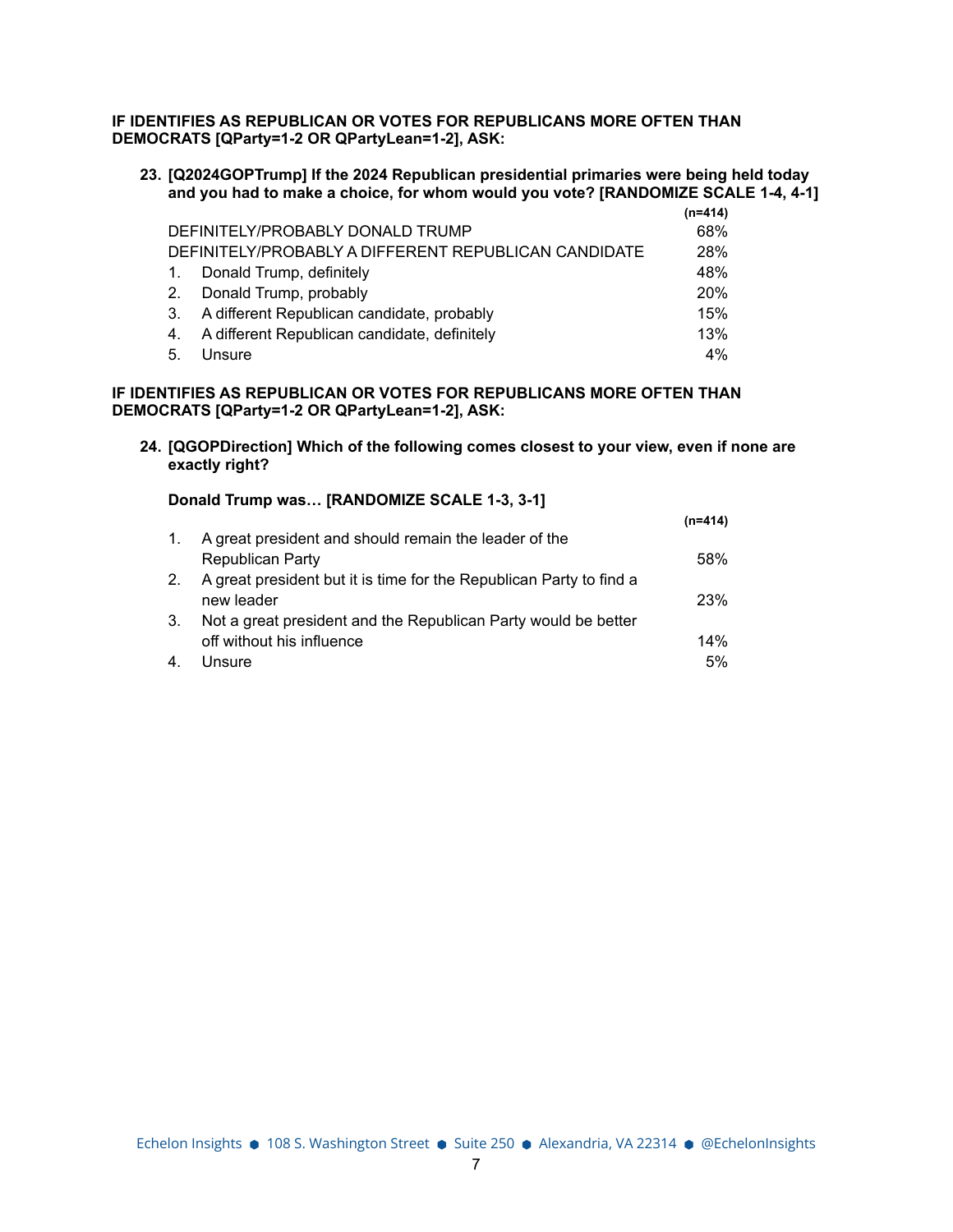**IF IDENTIFIES AS REPUBLICAN OR VOTES FOR REPUBLICANS MORE OFTEN THAN DEMOCRATS [QParty=1-2 OR QPartyLean=1-2], ASK:**

**23. [Q2024GOPTrump] If the 2024 Republican presidential primaries were being held today and you had to make a choice, for whom would you vote? [RANDOMIZE SCALE 1-4, 4-1]**

| | (n=414) |
|---|---|
| DEFINITELY/PROBABLY DONALD TRUMP | 68% |
| DEFINITELY/PROBABLY A DIFFERENT REPUBLICAN CANDIDATE | 28% |
| 1. Donald Trump, definitely | 48% |
| 2. Donald Trump, probably | 20% |
| 3. A different Republican candidate, probably | 15% |
| 4. A different Republican candidate, definitely | 13% |
| 5. Unsure | 4% |

**IF IDENTIFIES AS REPUBLICAN OR VOTES FOR REPUBLICANS MORE OFTEN THAN DEMOCRATS [QParty=1-2 OR QPartyLean=1-2], ASK:**

**24. [QGOPDirection] Which of the following comes closest to your view, even if none are exactly right?**

**Donald Trump was… [RANDOMIZE SCALE 1-3, 3-1]**

| | (n=414) |
|---|---|
| 1. A great president and should remain the leader of the Republican Party | 58% |
| 2. A great president but it is time for the Republican Party to find a new leader | 23% |
| 3. Not a great president and the Republican Party would be better off without his influence | 14% |
| 4. Unsure | 5% |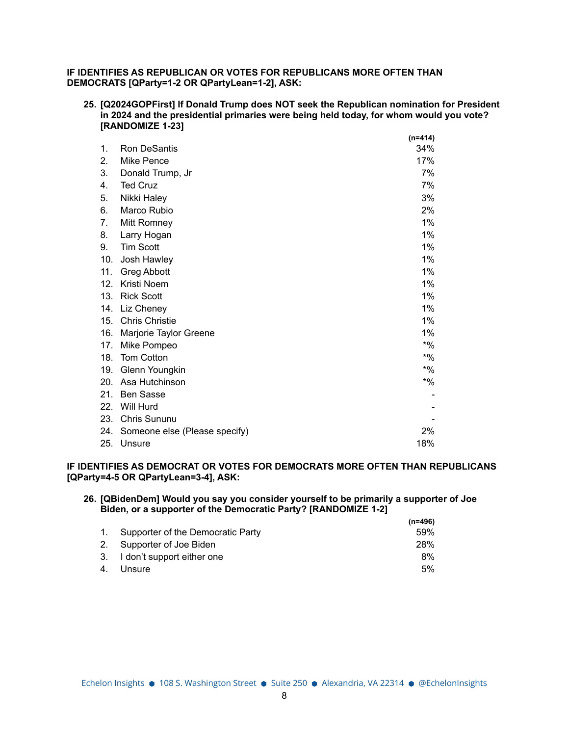**IF IDENTIFIES AS REPUBLICAN OR VOTES FOR REPUBLICANS MORE OFTEN THAN DEMOCRATS [QParty=1-2 OR QPartyLean=1-2], ASK:**

**25. [Q2024GOPFirst] If Donald Trump does NOT seek the Republican nomination for President in 2024 and the presidential primaries were being held today, for whom would you vote? [RANDOMIZE 1-23]**

| | | (n=414) |
|---|---|---|
| 1. | Ron DeSantis | 34% |
| 2. | Mike Pence | 17% |
| 3. | Donald Trump, Jr | 7% |
| 4. | Ted Cruz | 7% |
| 5. | Nikki Haley | 3% |
| 6. | Marco Rubio | 2% |
| 7. | Mitt Romney | 1% |
| 8. | Larry Hogan | 1% |
| 9. | Tim Scott | 1% |
| 10. | Josh Hawley | 1% |
| 11. | Greg Abbott | 1% |
| 12. | Kristi Noem | 1% |
| 13. | Rick Scott | 1% |
| 14. | Liz Cheney | 1% |
| 15. | Chris Christie | 1% |
| 16. | Marjorie Taylor Greene | 1% |
| 17. | Mike Pompeo | *% |
| 18. | Tom Cotton | *% |
| 19. | Glenn Youngkin | *% |
| 20. | Asa Hutchinson | *% |
| 21. | Ben Sasse | - |
| 22. | Will Hurd | - |
| 23. | Chris Sununu | - |
| 24. | Someone else (Please specify) | 2% |
| 25. | Unsure | 18% |

**IF IDENTIFIES AS DEMOCRAT OR VOTES FOR DEMOCRATS MORE OFTEN THAN REPUBLICANS [QParty=4-5 OR QPartyLean=3-4], ASK:**

**26. [QBidenDem] Would you say you consider yourself to be primarily a supporter of Joe Biden, or a supporter of the Democratic Party? [RANDOMIZE 1-2]**

| | | (n=496) |
|---|---|---|
| 1. | Supporter of the Democratic Party | 59% |
| 2. | Supporter of Joe Biden | 28% |
| 3. | I don't support either one | 8% |
| 4. | Unsure | 5% |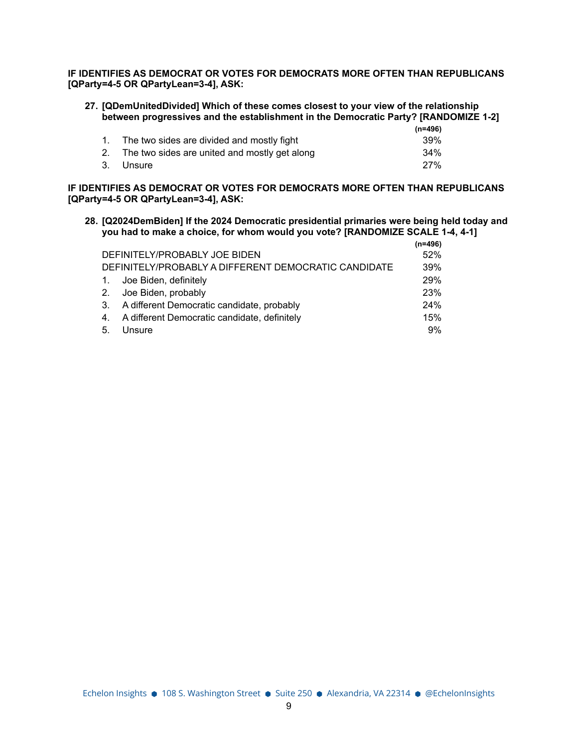**IF IDENTIFIES AS DEMOCRAT OR VOTES FOR DEMOCRATS MORE OFTEN THAN REPUBLICANS [QParty=4-5 OR QPartyLean=3-4], ASK:**

**27. [QDemUnitedDivided] Which of these comes closest to your view of the relationship between progressives and the establishment in the Democratic Party? [RANDOMIZE 1-2]**

| | (n=496) |
|---|---|
| 1. The two sides are divided and mostly fight | 39% |
| 2. The two sides are united and mostly get along | 34% |
| 3. Unsure | 27% |

**IF IDENTIFIES AS DEMOCRAT OR VOTES FOR DEMOCRATS MORE OFTEN THAN REPUBLICANS [QParty=4-5 OR QPartyLean=3-4], ASK:**

**28. [Q2024DemBiden] If the 2024 Democratic presidential primaries were being held today and you had to make a choice, for whom would you vote? [RANDOMIZE SCALE 1-4, 4-1]**

| | (n=496) |
|---|---|
| DEFINITELY/PROBABLY JOE BIDEN | 52% |
| DEFINITELY/PROBABLY A DIFFERENT DEMOCRATIC CANDIDATE | 39% |
| 1. Joe Biden, definitely | 29% |
| 2. Joe Biden, probably | 23% |
| 3. A different Democratic candidate, probably | 24% |
| 4. A different Democratic candidate, definitely | 15% |
| 5. Unsure | 9% |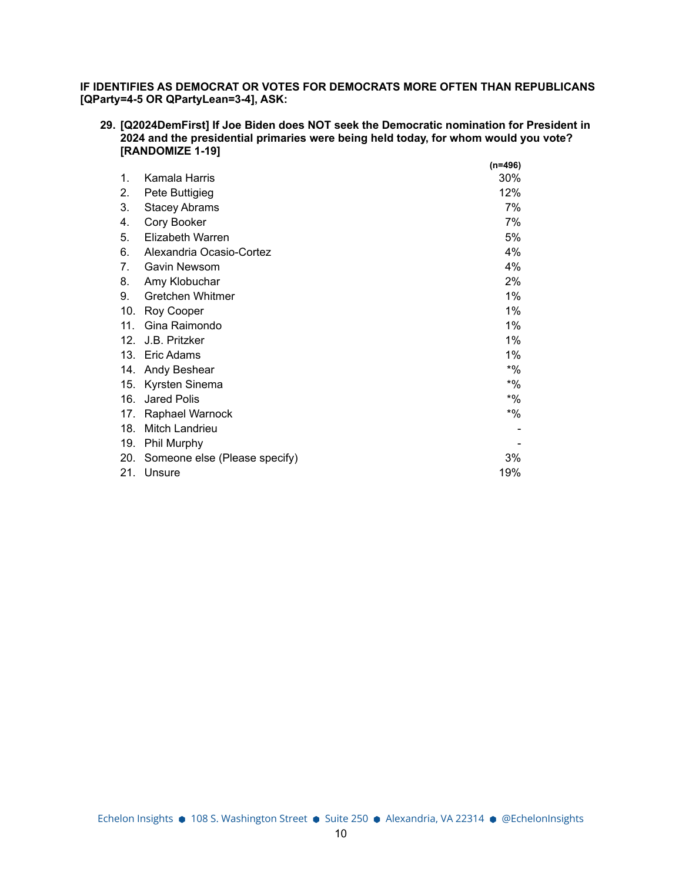**IF IDENTIFIES AS DEMOCRAT OR VOTES FOR DEMOCRATS MORE OFTEN THAN REPUBLICANS [QParty=4-5 OR QPartyLean=3-4], ASK:**

**29. [Q2024DemFirst] If Joe Biden does NOT seek the Democratic nomination for President in 2024 and the presidential primaries were being held today, for whom would you vote? [RANDOMIZE 1-19]**

| | | (n=496) |
|---|---|---|
| 1. | Kamala Harris | 30% |
| 2. | Pete Buttigieg | 12% |
| 3. | Stacey Abrams | 7% |
| 4. | Cory Booker | 7% |
| 5. | Elizabeth Warren | 5% |
| 6. | Alexandria Ocasio-Cortez | 4% |
| 7. | Gavin Newsom | 4% |
| 8. | Amy Klobuchar | 2% |
| 9. | Gretchen Whitmer | 1% |
| 10. | Roy Cooper | 1% |
| 11. | Gina Raimondo | 1% |
| 12. | J.B. Pritzker | 1% |
| 13. | Eric Adams | 1% |
| 14. | Andy Beshear | *% |
| 15. | Kyrsten Sinema | *% |
| 16. | Jared Polis | *% |
| 17. | Raphael Warnock | *% |
| 18. | Mitch Landrieu | - |
| 19. | Phil Murphy | - |
| 20. | Someone else (Please specify) | 3% |
| 21. | Unsure | 19% |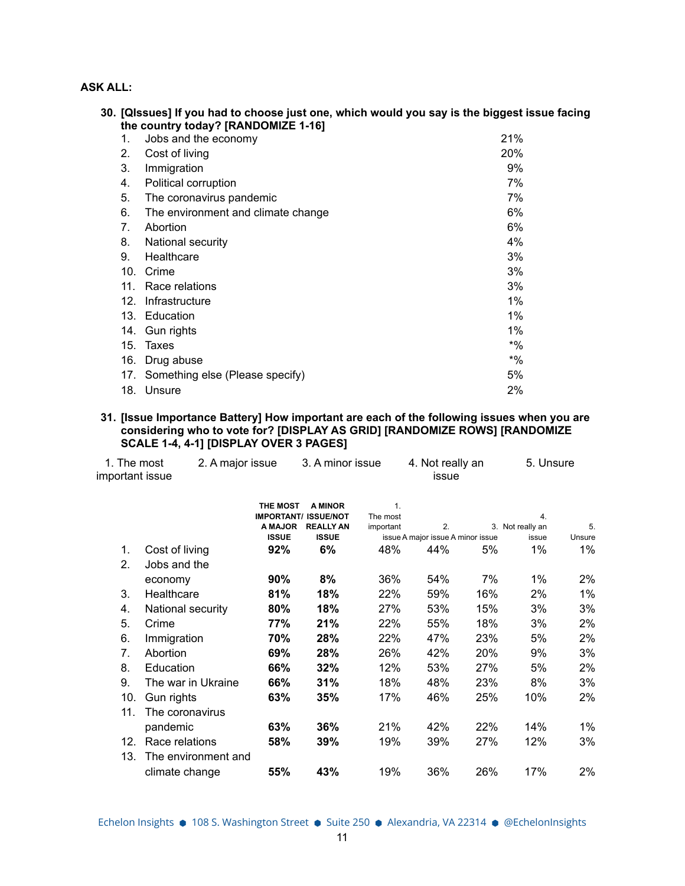**ASK ALL:**

**30. [QIssues] If you had to choose just one, which would you say is the biggest issue facing the country today? [RANDOMIZE 1-16]**

| | | |
|---|---|---|
| 1. | Jobs and the economy | 21% |
| 2. | Cost of living | 20% |
| 3. | Immigration | 9% |
| 4. | Political corruption | 7% |
| 5. | The coronavirus pandemic | 7% |
| 6. | The environment and climate change | 6% |
| 7. | Abortion | 6% |
| 8. | National security | 4% |
| 9. | Healthcare | 3% |
| 10. | Crime | 3% |
| 11. | Race relations | 3% |
| 12. | Infrastructure | 1% |
| 13. | Education | 1% |
| 14. | Gun rights | 1% |
| 15. | Taxes | *% |
| 16. | Drug abuse | *% |
| 17. | Something else (Please specify) | 5% |
| 18. | Unsure | 2% |

**31. [Issue Importance Battery] How important are each of the following issues when you are considering who to vote for? [DISPLAY AS GRID] [RANDOMIZE ROWS] [RANDOMIZE SCALE 1-4, 4-1] [DISPLAY OVER 3 PAGES]**

1. The most important issue — 2. A major issue — 3. A minor issue — 4. Not really an issue — 5. Unsure

| | | THE MOST IMPORTANT/ A MAJOR ISSUE | A MINOR ISSUE/NOT REALLY AN ISSUE | 1. The most important issue | 2. A major issue | 3. A minor issue | 4. Not really an issue | 5. Unsure |
|---|---|---|---|---|---|---|---|---|
| 1. | Cost of living | **92%** | **6%** | 48% | 44% | 5% | 1% | 1% |
| 2. | Jobs and the economy | **90%** | **8%** | 36% | 54% | 7% | 1% | 2% |
| 3. | Healthcare | **81%** | **18%** | 22% | 59% | 16% | 2% | 1% |
| 4. | National security | **80%** | **18%** | 27% | 53% | 15% | 3% | 3% |
| 5. | Crime | **77%** | **21%** | 22% | 55% | 18% | 3% | 2% |
| 6. | Immigration | **70%** | **28%** | 22% | 47% | 23% | 5% | 2% |
| 7. | Abortion | **69%** | **28%** | 26% | 42% | 20% | 9% | 3% |
| 8. | Education | **66%** | **32%** | 12% | 53% | 27% | 5% | 2% |
| 9. | The war in Ukraine | **66%** | **31%** | 18% | 48% | 23% | 8% | 3% |
| 10. | Gun rights | **63%** | **35%** | 17% | 46% | 25% | 10% | 2% |
| 11. | The coronavirus pandemic | **63%** | **36%** | 21% | 42% | 22% | 14% | 1% |
| 12. | Race relations | **58%** | **39%** | 19% | 39% | 27% | 12% | 3% |
| 13. | The environment and climate change | **55%** | **43%** | 19% | 36% | 26% | 17% | 2% |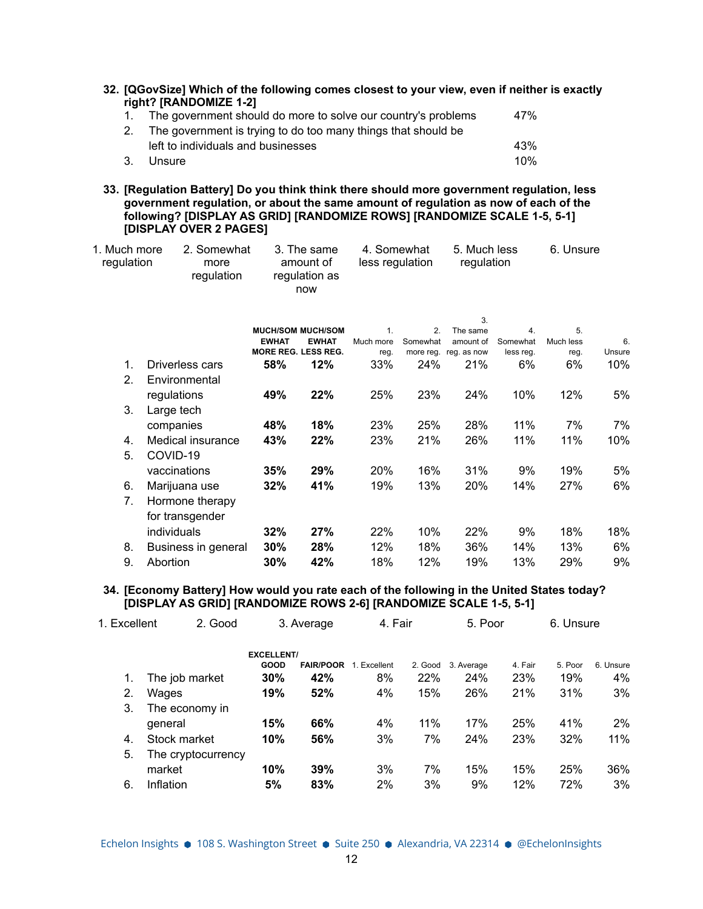**32. [QGovSize] Which of the following comes closest to your view, even if neither is exactly right? [RANDOMIZE 1-2]**

| | | |
|---|---|---|
| 1. | The government should do more to solve our country's problems | 47% |
| 2. | The government is trying to do too many things that should be left to individuals and businesses | 43% |
| 3. | Unsure | 10% |

**33. [Regulation Battery] Do you think think there should more government regulation, less government regulation, or about the same amount of regulation as now of each of the following? [DISPLAY AS GRID] [RANDOMIZE ROWS] [RANDOMIZE SCALE 1-5, 5-1] [DISPLAY OVER 2 PAGES]**

1. Much more regulation
2. Somewhat more regulation
3. The same amount of regulation as now
4. Somewhat less regulation
5. Much less regulation
6. Unsure

| | | MUCH/SOMEWHAT MORE REG. | MUCH/SOMEWHAT LESS REG. | 1. Much more reg. | 2. Somewhat more reg. | 3. The same amount of reg. as now | 4. Somewhat less reg. | 5. Much less reg. | 6. Unsure |
|---|---|---|---|---|---|---|---|---|---|
| 1. | Driverless cars | **58%** | **12%** | 33% | 24% | 21% | 6% | 6% | 10% |
| 2. | Environmental regulations | **49%** | **22%** | 25% | 23% | 24% | 10% | 12% | 5% |
| 3. | Large tech companies | **48%** | **18%** | 23% | 25% | 28% | 11% | 7% | 7% |
| 4. | Medical insurance | **43%** | **22%** | 23% | 21% | 26% | 11% | 11% | 10% |
| 5. | COVID-19 vaccinations | **35%** | **29%** | 20% | 16% | 31% | 9% | 19% | 5% |
| 6. | Marijuana use | **32%** | **41%** | 19% | 13% | 20% | 14% | 27% | 6% |
| 7. | Hormone therapy for transgender individuals | **32%** | **27%** | 22% | 10% | 22% | 9% | 18% | 18% |
| 8. | Business in general | **30%** | **28%** | 12% | 18% | 36% | 14% | 13% | 6% |
| 9. | Abortion | **30%** | **42%** | 18% | 12% | 19% | 13% | 29% | 9% |

**34. [Economy Battery] How would you rate each of the following in the United States today? [DISPLAY AS GRID] [RANDOMIZE ROWS 2-6] [RANDOMIZE SCALE 1-5, 5-1]**

1. Excellent
2. Good
3. Average
4. Fair
5. Poor
6. Unsure

| | | EXCELLENT/ GOOD | FAIR/POOR | 1. Excellent | 2. Good | 3. Average | 4. Fair | 5. Poor | 6. Unsure |
|---|---|---|---|---|---|---|---|---|---|
| 1. | The job market | **30%** | **42%** | 8% | 22% | 24% | 23% | 19% | 4% |
| 2. | Wages | **19%** | **52%** | 4% | 15% | 26% | 21% | 31% | 3% |
| 3. | The economy in general | **15%** | **66%** | 4% | 11% | 17% | 25% | 41% | 2% |
| 4. | Stock market | **10%** | **56%** | 3% | 7% | 24% | 23% | 32% | 11% |
| 5. | The cryptocurrency market | **10%** | **39%** | 3% | 7% | 15% | 15% | 25% | 36% |
| 6. | Inflation | **5%** | **83%** | 2% | 3% | 9% | 12% | 72% | 3% |

Echelon Insights ● 108 S. Washington Street ● Suite 250 ● Alexandria, VA 22314 ● @EchelonInsights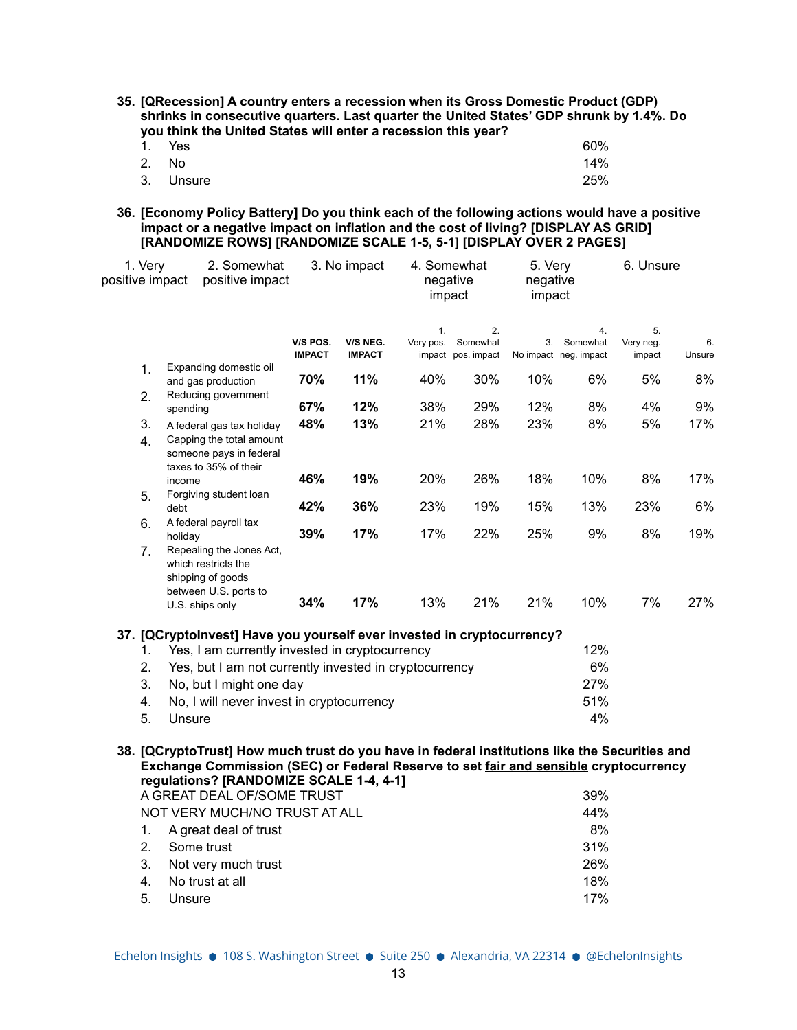**35. [QRecession] A country enters a recession when its Gross Domestic Product (GDP) shrinks in consecutive quarters. Last quarter the United States' GDP shrunk by 1.4%. Do you think the United States will enter a recession this year?**

| | | |
|---|---|---|
| 1. | Yes | 60% |
| 2. | No | 14% |
| 3. | Unsure | 25% |

**36. [Economy Policy Battery] Do you think each of the following actions would have a positive impact or a negative impact on inflation and the cost of living? [DISPLAY AS GRID] [RANDOMIZE ROWS] [RANDOMIZE SCALE 1-5, 5-1] [DISPLAY OVER 2 PAGES]**

| 1. Very positive impact | 2. Somewhat positive impact | 3. No impact | 4. Somewhat negative impact | 5. Very negative impact | 6. Unsure |
|---|---|---|---|---|---|

| | | V/S POS. IMPACT | V/S NEG. IMPACT | 1. Very pos. impact | 2. Somewhat pos. impact | 3. No impact | 4. Somewhat neg. impact | 5. Very neg. impact | 6. Unsure |
|---|---|---|---|---|---|---|---|---|---|
| 1. | Expanding domestic oil and gas production | **70%** | **11%** | 40% | 30% | 10% | 6% | 5% | 8% |
| 2. | Reducing government spending | **67%** | **12%** | 38% | 29% | 12% | 8% | 4% | 9% |
| 3. | A federal gas tax holiday | **48%** | **13%** | 21% | 28% | 23% | 8% | 5% | 17% |
| 4. | Capping the total amount someone pays in federal taxes to 35% of their income | **46%** | **19%** | 20% | 26% | 18% | 10% | 8% | 17% |
| 5. | Forgiving student loan debt | **42%** | **36%** | 23% | 19% | 15% | 13% | 23% | 6% |
| 6. | A federal payroll tax holiday | **39%** | **17%** | 17% | 22% | 25% | 9% | 8% | 19% |
| 7. | Repealing the Jones Act, which restricts the shipping of goods between U.S. ports to U.S. ships only | **34%** | **17%** | 13% | 21% | 21% | 10% | 7% | 27% |

**37. [QCryptoInvest] Have you yourself ever invested in cryptocurrency?**

| | | |
|---|---|---|
| 1. | Yes, I am currently invested in cryptocurrency | 12% |
| 2. | Yes, but I am not currently invested in cryptocurrency | 6% |
| 3. | No, but I might one day | 27% |
| 4. | No, I will never invest in cryptocurrency | 51% |
| 5. | Unsure | 4% |

**38. [QCryptoTrust] How much trust do you have in federal institutions like the Securities and Exchange Commission (SEC) or Federal Reserve to set fair and sensible cryptocurrency regulations? [RANDOMIZE SCALE 1-4, 4-1]**

| | | |
|---|---|---|
| | A GREAT DEAL OF/SOME TRUST | 39% |
| | NOT VERY MUCH/NO TRUST AT ALL | 44% |
| 1. | A great deal of trust | 8% |
| 2. | Some trust | 31% |
| 3. | Not very much trust | 26% |
| 4. | No trust at all | 18% |
| 5. | Unsure | 17% |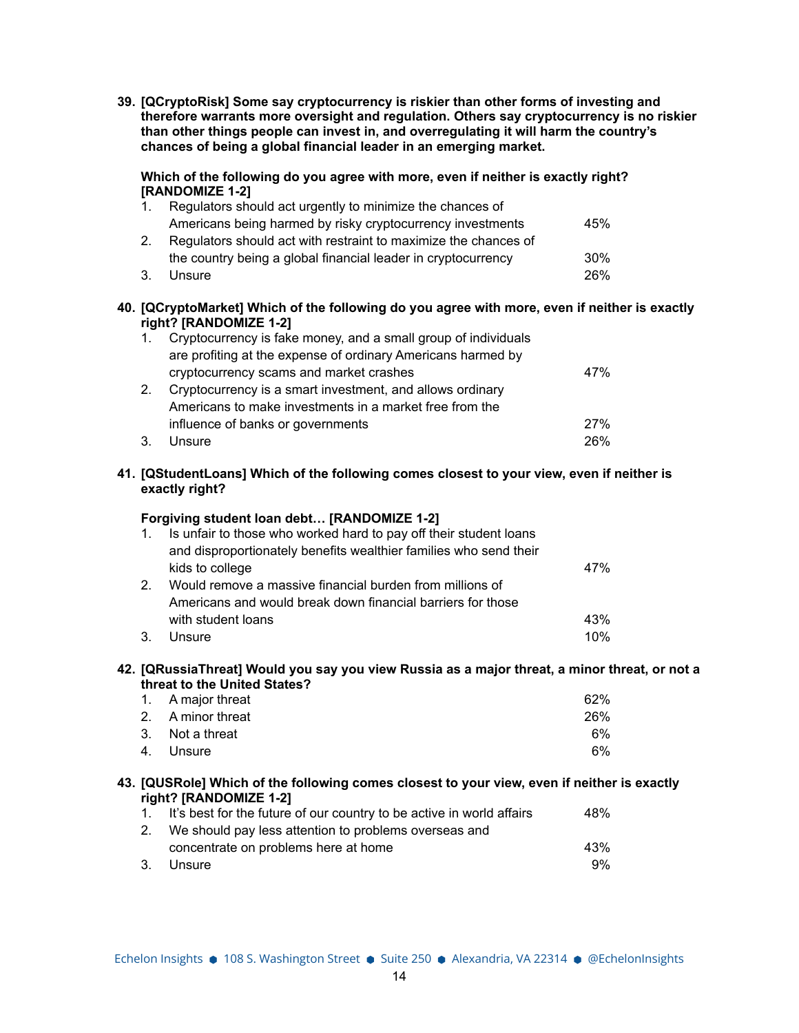**39. [QCryptoRisk] Some say cryptocurrency is riskier than other forms of investing and therefore warrants more oversight and regulation. Others say cryptocurrency is no riskier than other things people can invest in, and overregulating it will harm the country's chances of being a global financial leader in an emerging market.**

**Which of the following do you agree with more, even if neither is exactly right? [RANDOMIZE 1-2]**

| | | |
|---|---|---|
| 1. | Regulators should act urgently to minimize the chances of Americans being harmed by risky cryptocurrency investments | 45% |
| 2. | Regulators should act with restraint to maximize the chances of the country being a global financial leader in cryptocurrency | 30% |
| 3. | Unsure | 26% |

**40. [QCryptoMarket] Which of the following do you agree with more, even if neither is exactly right? [RANDOMIZE 1-2]**

| | | |
|---|---|---|
| 1. | Cryptocurrency is fake money, and a small group of individuals are profiting at the expense of ordinary Americans harmed by cryptocurrency scams and market crashes | 47% |
| 2. | Cryptocurrency is a smart investment, and allows ordinary Americans to make investments in a market free from the influence of banks or governments | 27% |
| 3. | Unsure | 26% |

**41. [QStudentLoans] Which of the following comes closest to your view, even if neither is exactly right?**

**Forgiving student loan debt… [RANDOMIZE 1-2]**

| | | |
|---|---|---|
| 1. | Is unfair to those who worked hard to pay off their student loans and disproportionately benefits wealthier families who send their kids to college | 47% |
| 2. | Would remove a massive financial burden from millions of Americans and would break down financial barriers for those with student loans | 43% |
| 3. | Unsure | 10% |

**42. [QRussiaThreat] Would you say you view Russia as a major threat, a minor threat, or not a threat to the United States?**

| | | |
|---|---|---|
| 1. | A major threat | 62% |
| 2. | A minor threat | 26% |
| 3. | Not a threat | 6% |
| 4. | Unsure | 6% |

**43. [QUSRole] Which of the following comes closest to your view, even if neither is exactly right? [RANDOMIZE 1-2]**

| | | |
|---|---|---|
| 1. | It's best for the future of our country to be active in world affairs | 48% |
| 2. | We should pay less attention to problems overseas and concentrate on problems here at home | 43% |
| 3. | Unsure | 9% |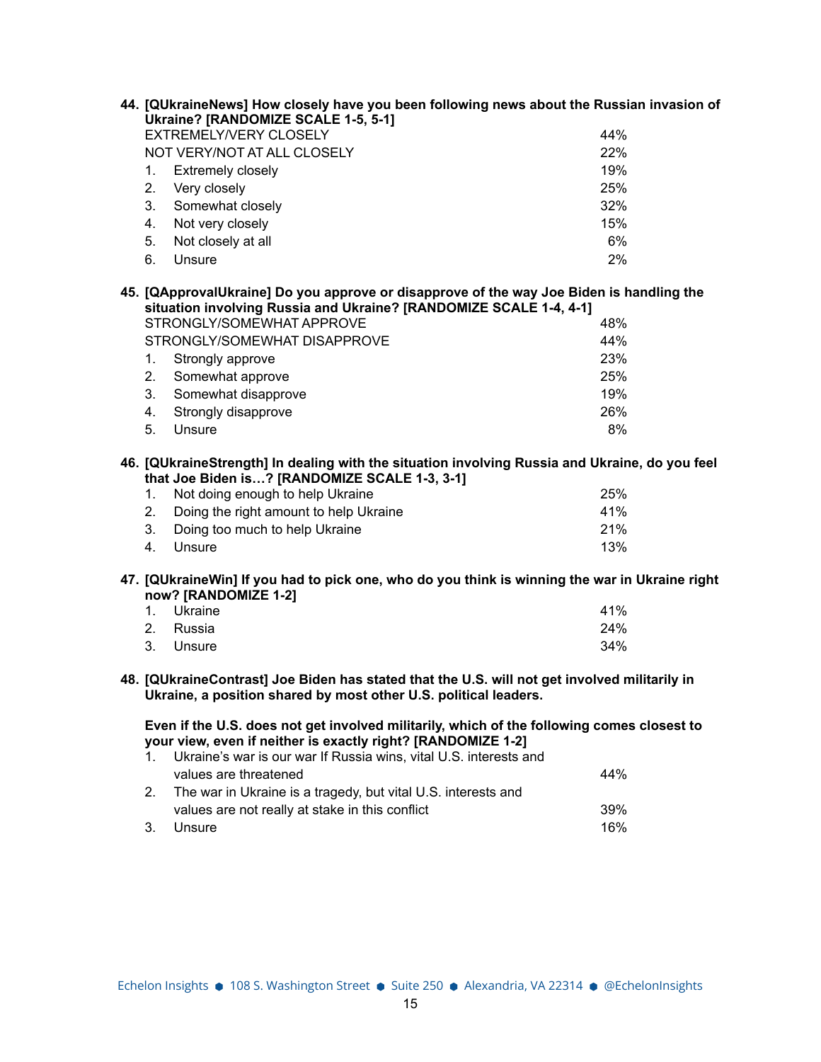**44. [QUkraineNews] How closely have you been following news about the Russian invasion of Ukraine? [RANDOMIZE SCALE 1-5, 5-1]**

| | |
|---|---|
| EXTREMELY/VERY CLOSELY | 44% |
| NOT VERY/NOT AT ALL CLOSELY | 22% |
| 1. Extremely closely | 19% |
| 2. Very closely | 25% |
| 3. Somewhat closely | 32% |
| 4. Not very closely | 15% |
| 5. Not closely at all | 6% |
| 6. Unsure | 2% |

**45. [QApprovalUkraine] Do you approve or disapprove of the way Joe Biden is handling the situation involving Russia and Ukraine? [RANDOMIZE SCALE 1-4, 4-1]**

| | |
|---|---|
| STRONGLY/SOMEWHAT APPROVE | 48% |
| STRONGLY/SOMEWHAT DISAPPROVE | 44% |
| 1. Strongly approve | 23% |
| 2. Somewhat approve | 25% |
| 3. Somewhat disapprove | 19% |
| 4. Strongly disapprove | 26% |
| 5. Unsure | 8% |

**46. [QUkraineStrength] In dealing with the situation involving Russia and Ukraine, do you feel that Joe Biden is…? [RANDOMIZE SCALE 1-3, 3-1]**

| | |
|---|---|
| 1. Not doing enough to help Ukraine | 25% |
| 2. Doing the right amount to help Ukraine | 41% |
| 3. Doing too much to help Ukraine | 21% |
| 4. Unsure | 13% |

**47. [QUkraineWin] If you had to pick one, who do you think is winning the war in Ukraine right now? [RANDOMIZE 1-2]**

| | |
|---|---|
| 1. Ukraine | 41% |
| 2. Russia | 24% |
| 3. Unsure | 34% |

**48. [QUkraineContrast] Joe Biden has stated that the U.S. will not get involved militarily in Ukraine, a position shared by most other U.S. political leaders.**

**Even if the U.S. does not get involved militarily, which of the following comes closest to your view, even if neither is exactly right? [RANDOMIZE 1-2]**

| | |
|---|---|
| 1. Ukraine's war is our war If Russia wins, vital U.S. interests and values are threatened | 44% |
| 2. The war in Ukraine is a tragedy, but vital U.S. interests and values are not really at stake in this conflict | 39% |
| 3. Unsure | 16% |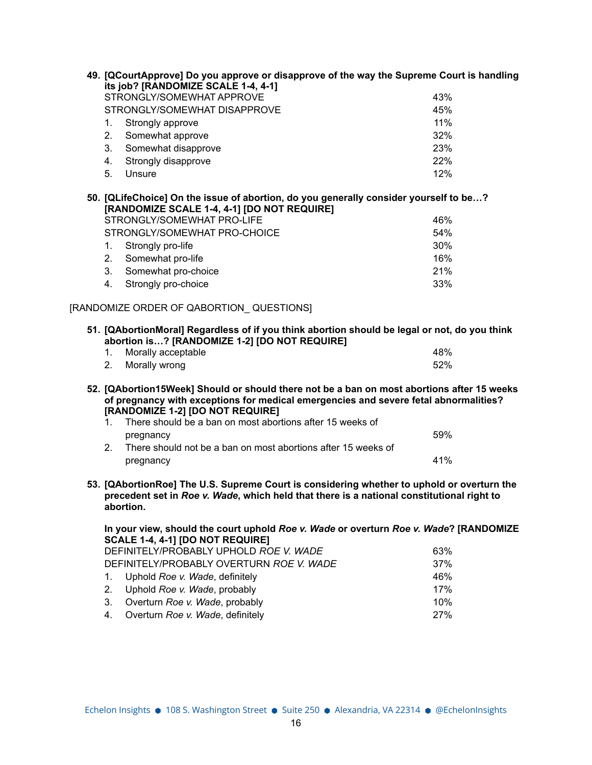**49. [QCourtApprove] Do you approve or disapprove of the way the Supreme Court is handling its job? [RANDOMIZE SCALE 1-4, 4-1]**

| | |
|---|---|
| STRONGLY/SOMEWHAT APPROVE | 43% |
| STRONGLY/SOMEWHAT DISAPPROVE | 45% |
| 1. Strongly approve | 11% |
| 2. Somewhat approve | 32% |
| 3. Somewhat disapprove | 23% |
| 4. Strongly disapprove | 22% |
| 5. Unsure | 12% |

**50. [QLifeChoice] On the issue of abortion, do you generally consider yourself to be…? [RANDOMIZE SCALE 1-4, 4-1] [DO NOT REQUIRE]**

| | |
|---|---|
| STRONGLY/SOMEWHAT PRO-LIFE | 46% |
| STRONGLY/SOMEWHAT PRO-CHOICE | 54% |
| 1. Strongly pro-life | 30% |
| 2. Somewhat pro-life | 16% |
| 3. Somewhat pro-choice | 21% |
| 4. Strongly pro-choice | 33% |

[RANDOMIZE ORDER OF QABORTION_ QUESTIONS]

**51. [QAbortionMoral] Regardless of if you think abortion should be legal or not, do you think abortion is…? [RANDOMIZE 1-2] [DO NOT REQUIRE]**

| | |
|---|---|
| 1. Morally acceptable | 48% |
| 2. Morally wrong | 52% |

**52. [QAbortion15Week] Should or should there not be a ban on most abortions after 15 weeks of pregnancy with exceptions for medical emergencies and severe fetal abnormalities? [RANDOMIZE 1-2] [DO NOT REQUIRE]**

| | |
|---|---|
| 1. There should be a ban on most abortions after 15 weeks of pregnancy | 59% |
| 2. There should not be a ban on most abortions after 15 weeks of pregnancy | 41% |

**53. [QAbortionRoe] The U.S. Supreme Court is considering whether to uphold or overturn the precedent set in *Roe v. Wade*, which held that there is a national constitutional right to abortion.**

**In your view, should the court uphold *Roe v. Wade* or overturn *Roe v. Wade*? [RANDOMIZE SCALE 1-4, 4-1] [DO NOT REQUIRE]**

| | |
|---|---|
| DEFINITELY/PROBABLY UPHOLD *ROE V. WADE* | 63% |
| DEFINITELY/PROBABLY OVERTURN *ROE V. WADE* | 37% |
| 1. Uphold *Roe v. Wade*, definitely | 46% |
| 2. Uphold *Roe v. Wade*, probably | 17% |
| 3. Overturn *Roe v. Wade*, probably | 10% |
| 4. Overturn *Roe v. Wade*, definitely | 27% |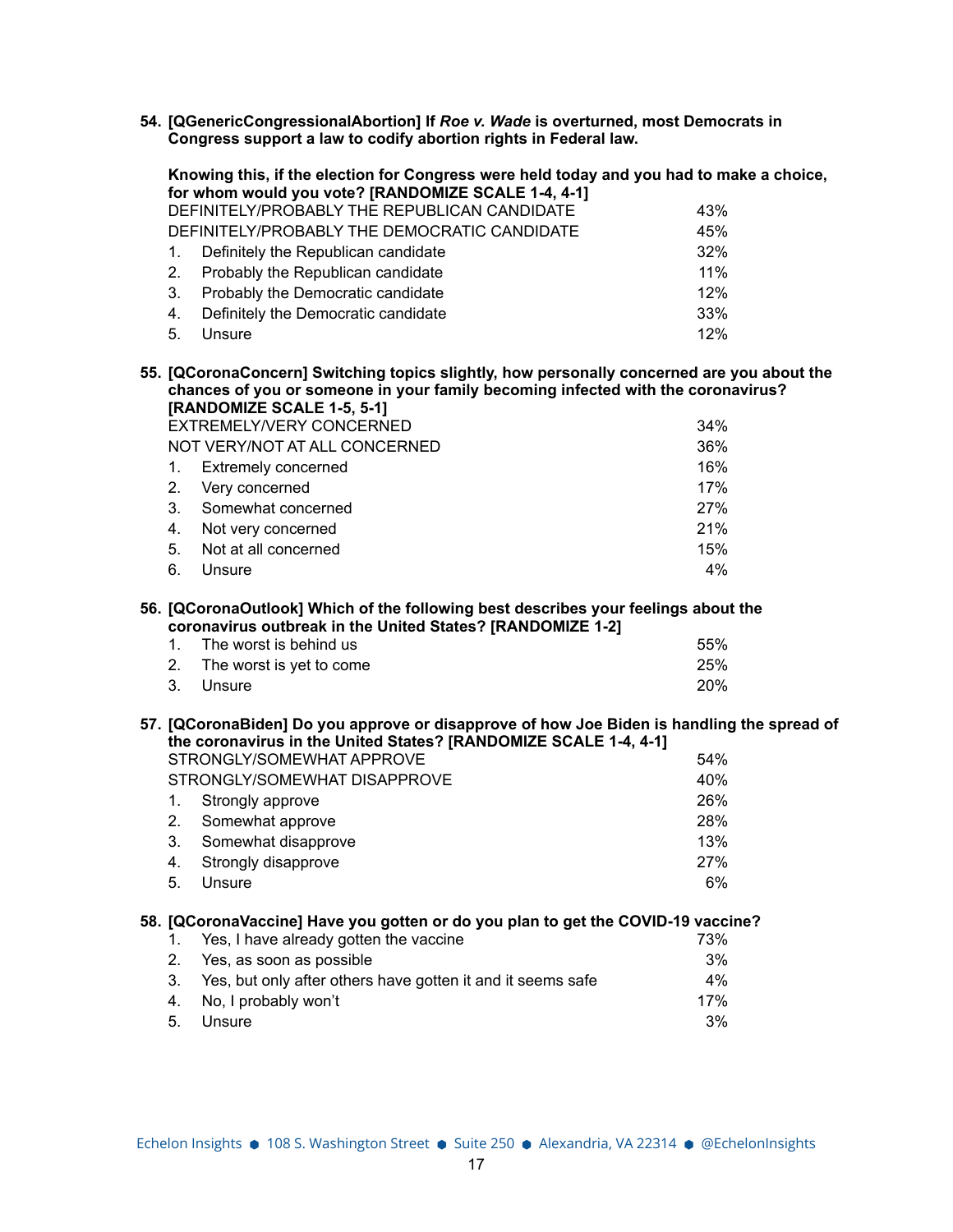**54. [QGenericCongressionalAbortion] If *Roe v. Wade* is overturned, most Democrats in Congress support a law to codify abortion rights in Federal law.**

**Knowing this, if the election for Congress were held today and you had to make a choice, for whom would you vote? [RANDOMIZE SCALE 1-4, 4-1]**

| | |
|---|---|
| DEFINITELY/PROBABLY THE REPUBLICAN CANDIDATE | 43% |
| DEFINITELY/PROBABLY THE DEMOCRATIC CANDIDATE | 45% |
| 1. Definitely the Republican candidate | 32% |
| 2. Probably the Republican candidate | 11% |
| 3. Probably the Democratic candidate | 12% |
| 4. Definitely the Democratic candidate | 33% |
| 5. Unsure | 12% |

**55. [QCoronaConcern] Switching topics slightly, how personally concerned are you about the chances of you or someone in your family becoming infected with the coronavirus? [RANDOMIZE SCALE 1-5, 5-1]**

| | |
|---|---|
| EXTREMELY/VERY CONCERNED | 34% |
| NOT VERY/NOT AT ALL CONCERNED | 36% |
| 1. Extremely concerned | 16% |
| 2. Very concerned | 17% |
| 3. Somewhat concerned | 27% |
| 4. Not very concerned | 21% |
| 5. Not at all concerned | 15% |
| 6. Unsure | 4% |

**56. [QCoronaOutlook] Which of the following best describes your feelings about the coronavirus outbreak in the United States? [RANDOMIZE 1-2]**

| | |
|---|---|
| 1. The worst is behind us | 55% |
| 2. The worst is yet to come | 25% |
| 3. Unsure | 20% |

**57. [QCoronaBiden] Do you approve or disapprove of how Joe Biden is handling the spread of the coronavirus in the United States? [RANDOMIZE SCALE 1-4, 4-1]**

| | |
|---|---|
| STRONGLY/SOMEWHAT APPROVE | 54% |
| STRONGLY/SOMEWHAT DISAPPROVE | 40% |
| 1. Strongly approve | 26% |
| 2. Somewhat approve | 28% |
| 3. Somewhat disapprove | 13% |
| 4. Strongly disapprove | 27% |
| 5. Unsure | 6% |

**58. [QCoronaVaccine] Have you gotten or do you plan to get the COVID-19 vaccine?**

| | |
|---|---|
| 1. Yes, I have already gotten the vaccine | 73% |
| 2. Yes, as soon as possible | 3% |
| 3. Yes, but only after others have gotten it and it seems safe | 4% |
| 4. No, I probably won't | 17% |
| 5. Unsure | 3% |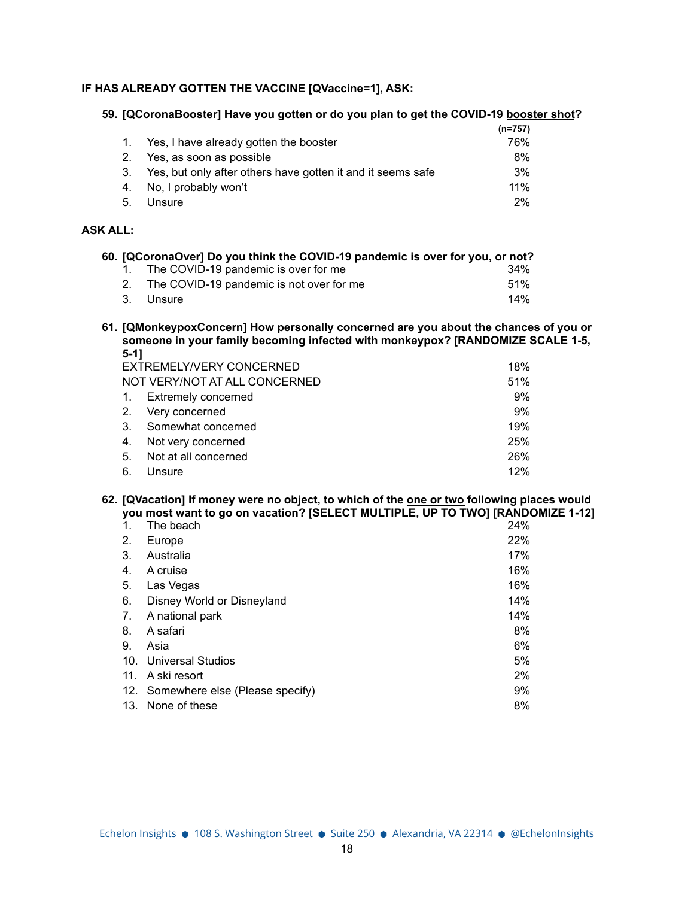**IF HAS ALREADY GOTTEN THE VACCINE [QVaccine=1], ASK:**

**59. [QCoronaBooster] Have you gotten or do you plan to get the COVID-19 booster shot?**

| | | (n=757) |
|---|---|---|
| 1. | Yes, I have already gotten the booster | 76% |
| 2. | Yes, as soon as possible | 8% |
| 3. | Yes, but only after others have gotten it and it seems safe | 3% |
| 4. | No, I probably won't | 11% |
| 5. | Unsure | 2% |

**ASK ALL:**

**60. [QCoronaOver] Do you think the COVID-19 pandemic is over for you, or not?**

| | | |
|---|---|---|
| 1. | The COVID-19 pandemic is over for me | 34% |
| 2. | The COVID-19 pandemic is not over for me | 51% |
| 3. | Unsure | 14% |

**61. [QMonkeypoxConcern] How personally concerned are you about the chances of you or someone in your family becoming infected with monkeypox? [RANDOMIZE SCALE 1-5, 5-1]**

| | | |
|---|---|---|
| EXTREMELY/VERY CONCERNED | | 18% |
| NOT VERY/NOT AT ALL CONCERNED | | 51% |
| 1. | Extremely concerned | 9% |
| 2. | Very concerned | 9% |
| 3. | Somewhat concerned | 19% |
| 4. | Not very concerned | 25% |
| 5. | Not at all concerned | 26% |
| 6. | Unsure | 12% |

**62. [QVacation] If money were no object, to which of the one or two following places would you most want to go on vacation? [SELECT MULTIPLE, UP TO TWO] [RANDOMIZE 1-12]**

| | | |
|---|---|---|
| 1. | The beach | 24% |
| 2. | Europe | 22% |
| 3. | Australia | 17% |
| 4. | A cruise | 16% |
| 5. | Las Vegas | 16% |
| 6. | Disney World or Disneyland | 14% |
| 7. | A national park | 14% |
| 8. | A safari | 8% |
| 9. | Asia | 6% |
| 10. | Universal Studios | 5% |
| 11. | A ski resort | 2% |
| 12. | Somewhere else (Please specify) | 9% |
| 13. | None of these | 8% |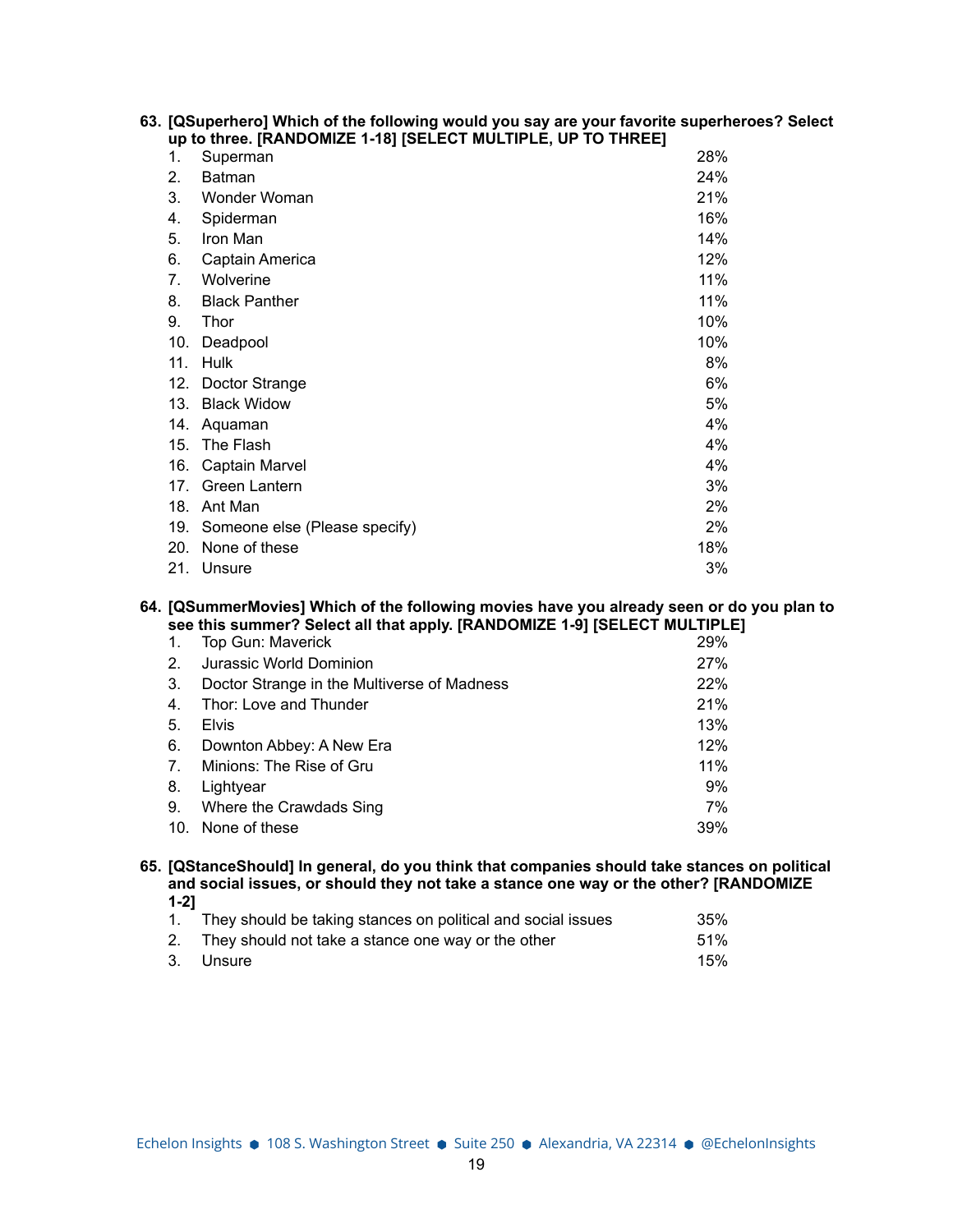**63. [QSuperhero] Which of the following would you say are your favorite superheroes? Select up to three. [RANDOMIZE 1-18] [SELECT MULTIPLE, UP TO THREE]**

| | | |
|---|---|---|
| 1. | Superman | 28% |
| 2. | Batman | 24% |
| 3. | Wonder Woman | 21% |
| 4. | Spiderman | 16% |
| 5. | Iron Man | 14% |
| 6. | Captain America | 12% |
| 7. | Wolverine | 11% |
| 8. | Black Panther | 11% |
| 9. | Thor | 10% |
| 10. | Deadpool | 10% |
| 11. | Hulk | 8% |
| 12. | Doctor Strange | 6% |
| 13. | Black Widow | 5% |
| 14. | Aquaman | 4% |
| 15. | The Flash | 4% |
| 16. | Captain Marvel | 4% |
| 17. | Green Lantern | 3% |
| 18. | Ant Man | 2% |
| 19. | Someone else (Please specify) | 2% |
| 20. | None of these | 18% |
| 21. | Unsure | 3% |

**64. [QSummerMovies] Which of the following movies have you already seen or do you plan to see this summer? Select all that apply. [RANDOMIZE 1-9] [SELECT MULTIPLE]**

| | | |
|---|---|---|
| 1. | Top Gun: Maverick | 29% |
| 2. | Jurassic World Dominion | 27% |
| 3. | Doctor Strange in the Multiverse of Madness | 22% |
| 4. | Thor: Love and Thunder | 21% |
| 5. | Elvis | 13% |
| 6. | Downton Abbey: A New Era | 12% |
| 7. | Minions: The Rise of Gru | 11% |
| 8. | Lightyear | 9% |
| 9. | Where the Crawdads Sing | 7% |
| 10. | None of these | 39% |

**65. [QStanceShould] In general, do you think that companies should take stances on political and social issues, or should they not take a stance one way or the other? [RANDOMIZE 1-2]**

| | | |
|---|---|---|
| 1. | They should be taking stances on political and social issues | 35% |
| 2. | They should not take a stance one way or the other | 51% |
| 3. | Unsure | 15% |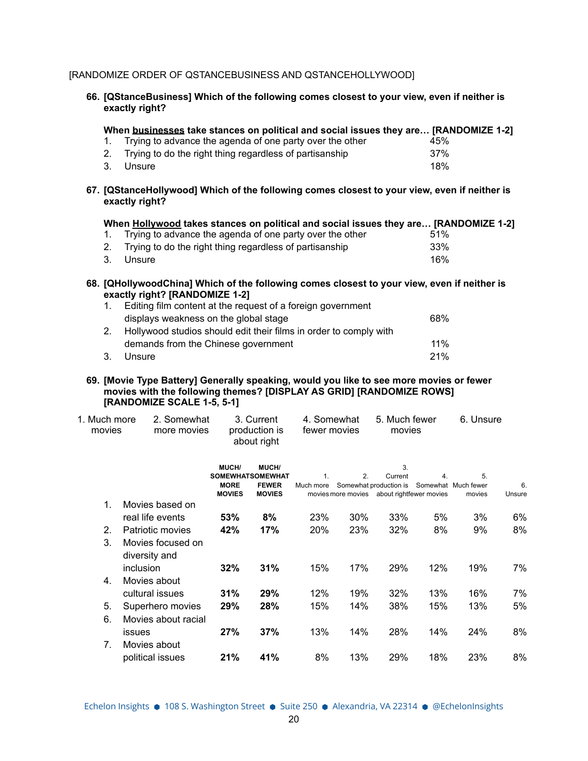[RANDOMIZE ORDER OF QSTANCEBUSINESS AND QSTANCEHOLLYWOOD]

**66. [QStanceBusiness] Which of the following comes closest to your view, even if neither is exactly right?**

**When <u>businesses</u> take stances on political and social issues they are… [RANDOMIZE 1-2]**

| | | |
|---|---|---|
| 1. | Trying to advance the agenda of one party over the other | 45% |
| 2. | Trying to do the right thing regardless of partisanship | 37% |
| 3. | Unsure | 18% |

**67. [QStanceHollywood] Which of the following comes closest to your view, even if neither is exactly right?**

**When <u>Hollywood</u> takes stances on political and social issues they are… [RANDOMIZE 1-2]**

| | | |
|---|---|---|
| 1. | Trying to advance the agenda of one party over the other | 51% |
| 2. | Trying to do the right thing regardless of partisanship | 33% |
| 3. | Unsure | 16% |

**68. [QHollywoodChina] Which of the following comes closest to your view, even if neither is exactly right? [RANDOMIZE 1-2]**

| | | |
|---|---|---|
| 1. | Editing film content at the request of a foreign government displays weakness on the global stage | 68% |
| 2. | Hollywood studios should edit their films in order to comply with demands from the Chinese government | 11% |
| 3. | Unsure | 21% |

**69. [Movie Type Battery] Generally speaking, would you like to see more movies or fewer movies with the following themes? [DISPLAY AS GRID] [RANDOMIZE ROWS] [RANDOMIZE SCALE 1-5, 5-1]**

1. Much more movies
2. Somewhat more movies
3. Current production is about right
4. Somewhat fewer movies
5. Much fewer movies
6. Unsure

| | | MUCH/ SOMEWHAT MORE MOVIES | MUCH/ SOMEWHAT FEWER MOVIES | 1. Much more movies | 2. Somewhat more movies | 3. Current production is about right | 4. Somewhat fewer movies | 5. Much fewer movies | 6. Unsure |
|---|---|---|---|---|---|---|---|---|---|
| 1. | Movies based on real life events | **53%** | **8%** | 23% | 30% | 33% | 5% | 3% | 6% |
| 2. | Patriotic movies | **42%** | **17%** | 20% | 23% | 32% | 8% | 9% | 8% |
| 3. | Movies focused on diversity and inclusion | **32%** | **31%** | 15% | 17% | 29% | 12% | 19% | 7% |
| 4. | Movies about cultural issues | **31%** | **29%** | 12% | 19% | 32% | 13% | 16% | 7% |
| 5. | Superhero movies | **29%** | **28%** | 15% | 14% | 38% | 15% | 13% | 5% |
| 6. | Movies about racial issues | **27%** | **37%** | 13% | 14% | 28% | 14% | 24% | 8% |
| 7. | Movies about political issues | **21%** | **41%** | 8% | 13% | 29% | 18% | 23% | 8% |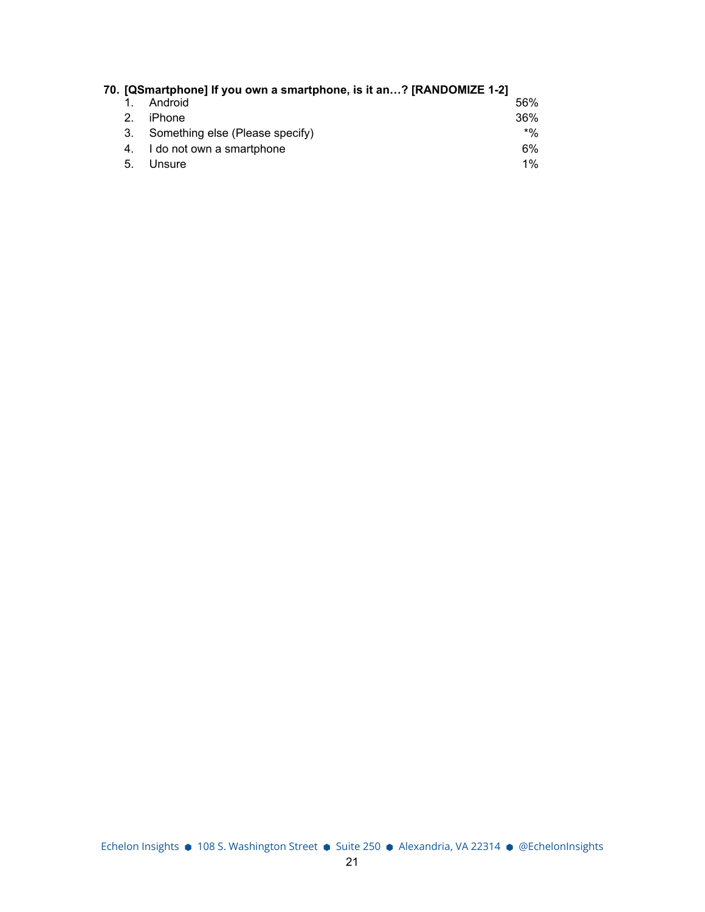**70. [QSmartphone] If you own a smartphone, is it an…? [RANDOMIZE 1-2]**

| | | |
|---|---|---|
| 1. | Android | 56% |
| 2. | iPhone | 36% |
| 3. | Something else (Please specify) | *% |
| 4. | I do not own a smartphone | 6% |
| 5. | Unsure | 1% |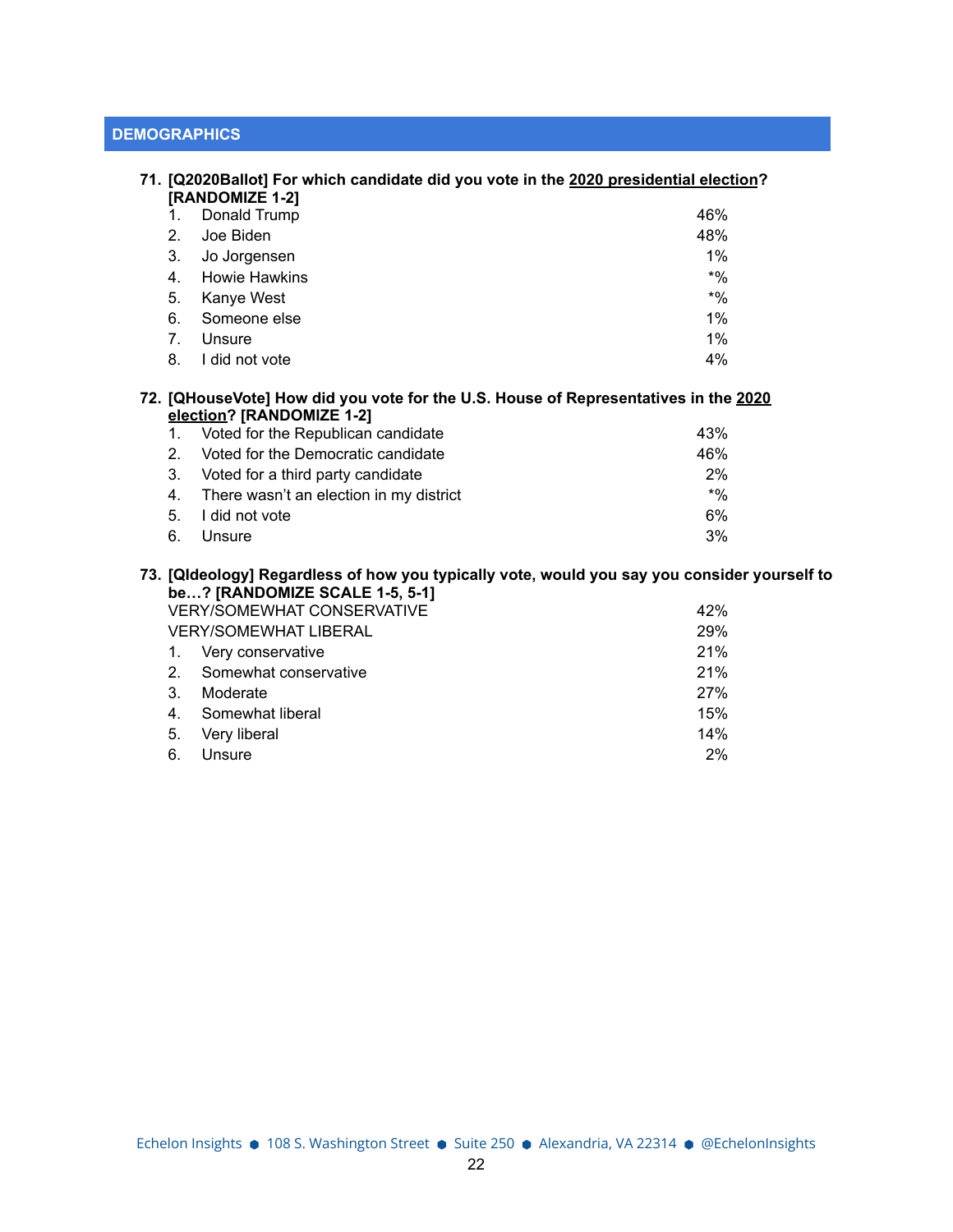## DEMOGRAPHICS

**71. [Q2020Ballot] For which candidate did you vote in the <u>2020 presidential election</u>? [RANDOMIZE 1-2]**

| | |
|---|---|
| 1. Donald Trump | 46% |
| 2. Joe Biden | 48% |
| 3. Jo Jorgensen | 1% |
| 4. Howie Hawkins | *% |
| 5. Kanye West | *% |
| 6. Someone else | 1% |
| 7. Unsure | 1% |
| 8. I did not vote | 4% |

**72. [QHouseVote] How did you vote for the U.S. House of Representatives in the <u>2020 election</u>? [RANDOMIZE 1-2]**

| | |
|---|---|
| 1. Voted for the Republican candidate | 43% |
| 2. Voted for the Democratic candidate | 46% |
| 3. Voted for a third party candidate | 2% |
| 4. There wasn't an election in my district | *% |
| 5. I did not vote | 6% |
| 6. Unsure | 3% |

**73. [QIdeology] Regardless of how you typically vote, would you say you consider yourself to be…? [RANDOMIZE SCALE 1-5, 5-1]**

| | |
|---|---|
| VERY/SOMEWHAT CONSERVATIVE | 42% |
| VERY/SOMEWHAT LIBERAL | 29% |
| 1. Very conservative | 21% |
| 2. Somewhat conservative | 21% |
| 3. Moderate | 27% |
| 4. Somewhat liberal | 15% |
| 5. Very liberal | 14% |
| 6. Unsure | 2% |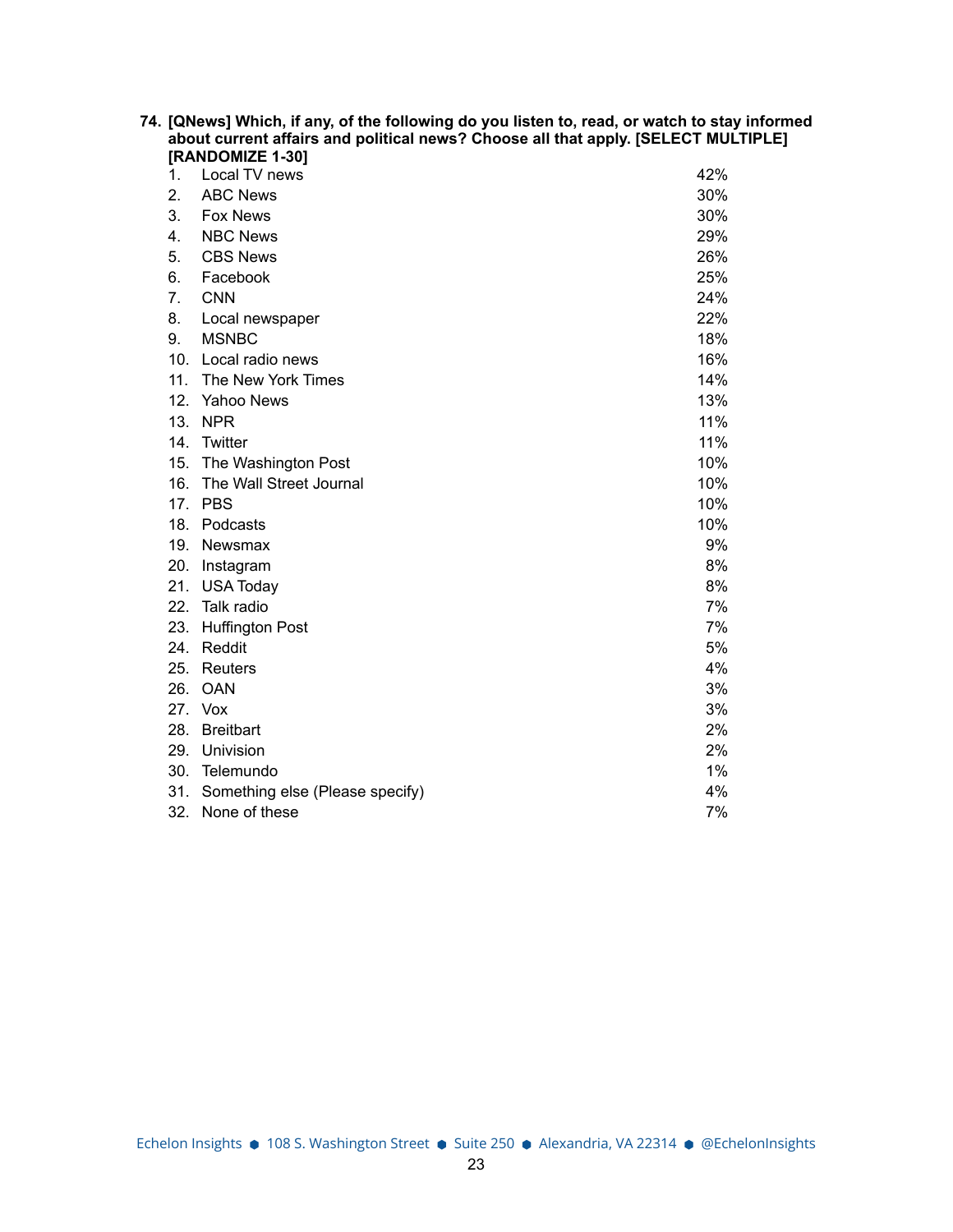**74. [QNews] Which, if any, of the following do you listen to, read, or watch to stay informed about current affairs and political news? Choose all that apply. [SELECT MULTIPLE] [RANDOMIZE 1-30]**

| | | |
|---|---|---|
| 1. | Local TV news | 42% |
| 2. | ABC News | 30% |
| 3. | Fox News | 30% |
| 4. | NBC News | 29% |
| 5. | CBS News | 26% |
| 6. | Facebook | 25% |
| 7. | CNN | 24% |
| 8. | Local newspaper | 22% |
| 9. | MSNBC | 18% |
| 10. | Local radio news | 16% |
| 11. | The New York Times | 14% |
| 12. | Yahoo News | 13% |
| 13. | NPR | 11% |
| 14. | Twitter | 11% |
| 15. | The Washington Post | 10% |
| 16. | The Wall Street Journal | 10% |
| 17. | PBS | 10% |
| 18. | Podcasts | 10% |
| 19. | Newsmax | 9% |
| 20. | Instagram | 8% |
| 21. | USA Today | 8% |
| 22. | Talk radio | 7% |
| 23. | Huffington Post | 7% |
| 24. | Reddit | 5% |
| 25. | Reuters | 4% |
| 26. | OAN | 3% |
| 27. | Vox | 3% |
| 28. | Breitbart | 2% |
| 29. | Univision | 2% |
| 30. | Telemundo | 1% |
| 31. | Something else (Please specify) | 4% |
| 32. | None of these | 7% |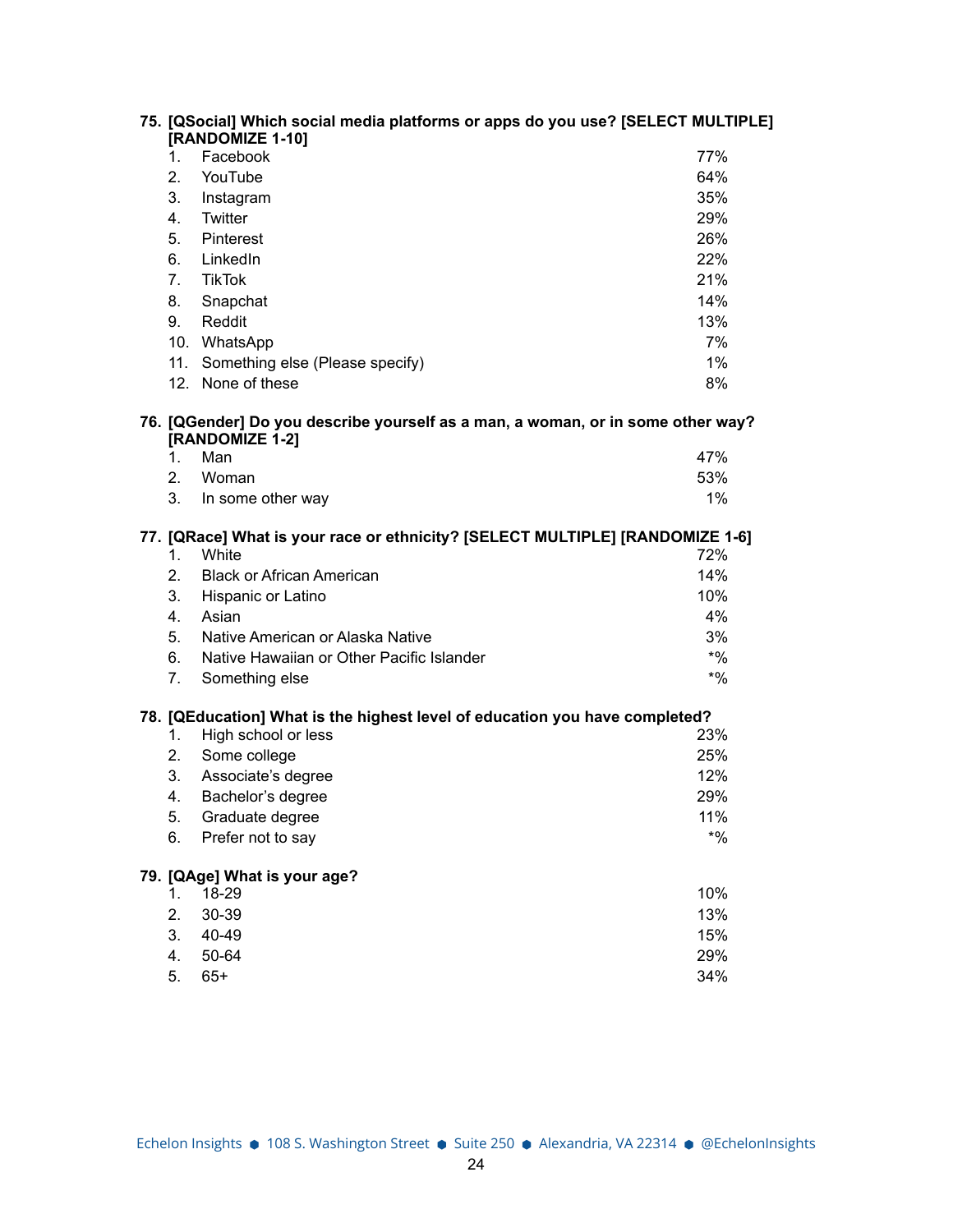**75. [QSocial] Which social media platforms or apps do you use? [SELECT MULTIPLE] [RANDOMIZE 1-10]**

| | | |
|---|---|---|
| 1. | Facebook | 77% |
| 2. | YouTube | 64% |
| 3. | Instagram | 35% |
| 4. | Twitter | 29% |
| 5. | Pinterest | 26% |
| 6. | LinkedIn | 22% |
| 7. | TikTok | 21% |
| 8. | Snapchat | 14% |
| 9. | Reddit | 13% |
| 10. | WhatsApp | 7% |
| 11. | Something else (Please specify) | 1% |
| 12. | None of these | 8% |

**76. [QGender] Do you describe yourself as a man, a woman, or in some other way? [RANDOMIZE 1-2]**

| | | |
|---|---|---|
| 1. | Man | 47% |
| 2. | Woman | 53% |
| 3. | In some other way | 1% |

**77. [QRace] What is your race or ethnicity? [SELECT MULTIPLE] [RANDOMIZE 1-6]**

| | | |
|---|---|---|
| 1. | White | 72% |
| 2. | Black or African American | 14% |
| 3. | Hispanic or Latino | 10% |
| 4. | Asian | 4% |
| 5. | Native American or Alaska Native | 3% |
| 6. | Native Hawaiian or Other Pacific Islander | *% |
| 7. | Something else | *% |

**78. [QEducation] What is the highest level of education you have completed?**

| | | |
|---|---|---|
| 1. | High school or less | 23% |
| 2. | Some college | 25% |
| 3. | Associate's degree | 12% |
| 4. | Bachelor's degree | 29% |
| 5. | Graduate degree | 11% |
| 6. | Prefer not to say | *% |

**79. [QAge] What is your age?**

| | | |
|---|---|---|
| 1. | 18-29 | 10% |
| 2. | 30-39 | 13% |
| 3. | 40-49 | 15% |
| 4. | 50-64 | 29% |
| 5. | 65+ | 34% |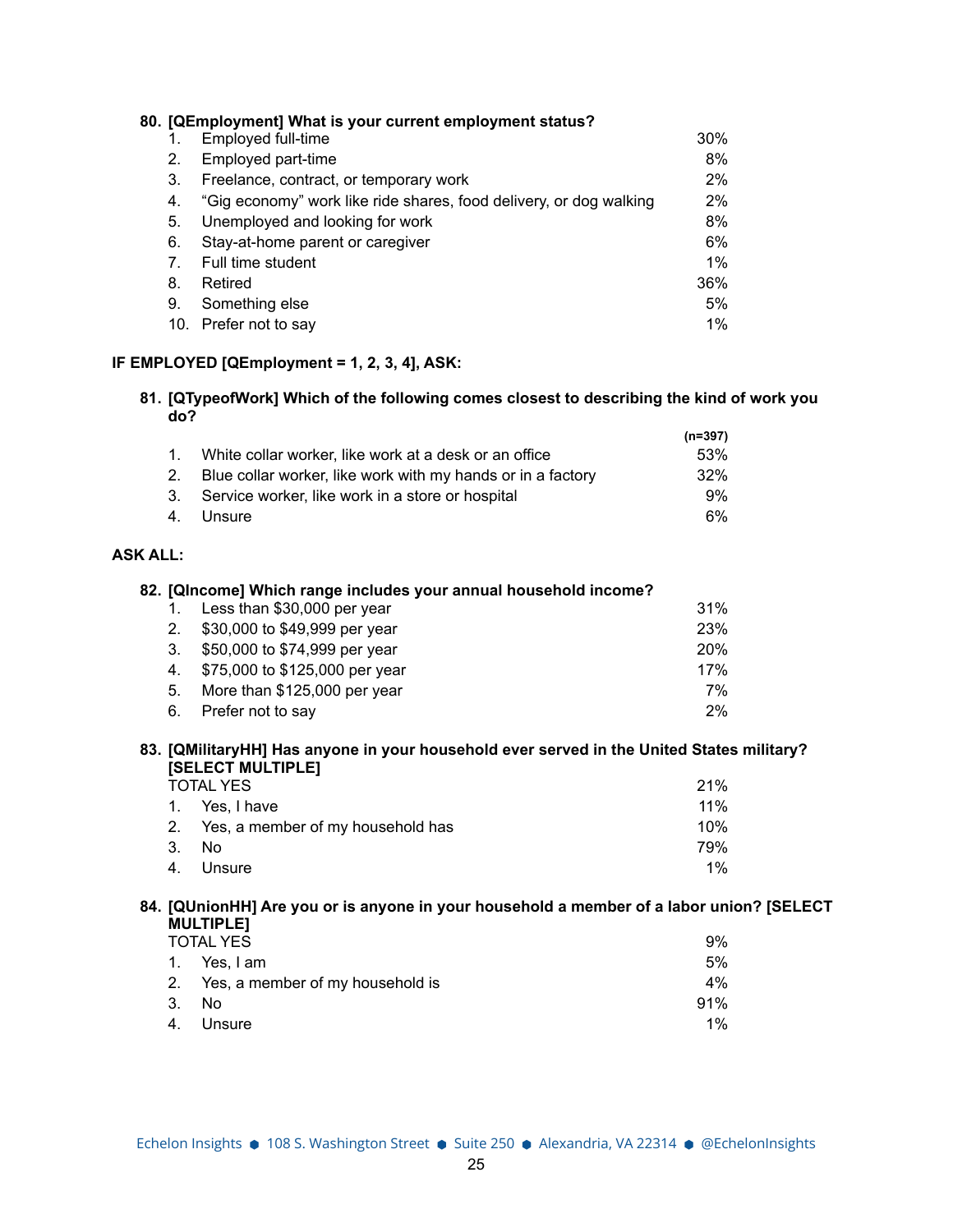**80. [QEmployment] What is your current employment status?**

| | | |
|---|---|---|
| 1. | Employed full-time | 30% |
| 2. | Employed part-time | 8% |
| 3. | Freelance, contract, or temporary work | 2% |
| 4. | "Gig economy" work like ride shares, food delivery, or dog walking | 2% |
| 5. | Unemployed and looking for work | 8% |
| 6. | Stay-at-home parent or caregiver | 6% |
| 7. | Full time student | 1% |
| 8. | Retired | 36% |
| 9. | Something else | 5% |
| 10. | Prefer not to say | 1% |

**IF EMPLOYED [QEmployment = 1, 2, 3, 4], ASK:**

**81. [QTypeofWork] Which of the following comes closest to describing the kind of work you do?**

| | | (n=397) |
|---|---|---|
| 1. | White collar worker, like work at a desk or an office | 53% |
| 2. | Blue collar worker, like work with my hands or in a factory | 32% |
| 3. | Service worker, like work in a store or hospital | 9% |
| 4. | Unsure | 6% |

**ASK ALL:**

**82. [QIncome] Which range includes your annual household income?**

| | | |
|---|---|---|
| 1. | Less than $30,000 per year | 31% |
| 2. | $30,000 to $49,999 per year | 23% |
| 3. | $50,000 to $74,999 per year | 20% |
| 4. | $75,000 to $125,000 per year | 17% |
| 5. | More than $125,000 per year | 7% |
| 6. | Prefer not to say | 2% |

**83. [QMilitaryHH] Has anyone in your household ever served in the United States military? [SELECT MULTIPLE]**

| | | |
|---|---|---|
| TOTAL YES | | 21% |
| 1. | Yes, I have | 11% |
| 2. | Yes, a member of my household has | 10% |
| 3. | No | 79% |
| 4. | Unsure | 1% |

**84. [QUnionHH] Are you or is anyone in your household a member of a labor union? [SELECT MULTIPLE]**

| | | |
|---|---|---|
| TOTAL YES | | 9% |
| 1. | Yes, I am | 5% |
| 2. | Yes, a member of my household is | 4% |
| 3. | No | 91% |
| 4. | Unsure | 1% |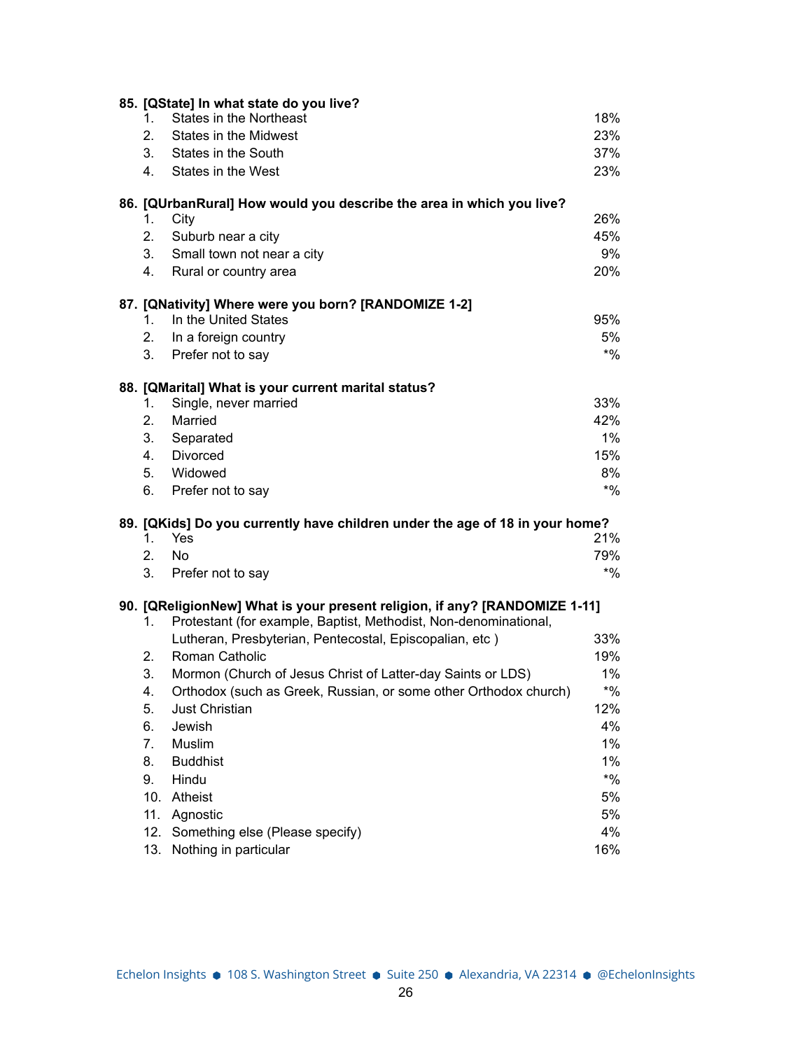**85. [QState] In what state do you live?**

| | | |
|---|---|---|
| 1. | States in the Northeast | 18% |
| 2. | States in the Midwest | 23% |
| 3. | States in the South | 37% |
| 4. | States in the West | 23% |

**86. [QUrbanRural] How would you describe the area in which you live?**

| | | |
|---|---|---|
| 1. | City | 26% |
| 2. | Suburb near a city | 45% |
| 3. | Small town not near a city | 9% |
| 4. | Rural or country area | 20% |

**87. [QNativity] Where were you born? [RANDOMIZE 1-2]**

| | | |
|---|---|---|
| 1. | In the United States | 95% |
| 2. | In a foreign country | 5% |
| 3. | Prefer not to say | *% |

**88. [QMarital] What is your current marital status?**

| | | |
|---|---|---|
| 1. | Single, never married | 33% |
| 2. | Married | 42% |
| 3. | Separated | 1% |
| 4. | Divorced | 15% |
| 5. | Widowed | 8% |
| 6. | Prefer not to say | *% |

**89. [QKids] Do you currently have children under the age of 18 in your home?**

| | | |
|---|---|---|
| 1. | Yes | 21% |
| 2. | No | 79% |
| 3. | Prefer not to say | *% |

**90. [QReligionNew] What is your present religion, if any? [RANDOMIZE 1-11]**

| | | |
|---|---|---|
| 1. | Protestant (for example, Baptist, Methodist, Non-denominational, Lutheran, Presbyterian, Pentecostal, Episcopalian, etc ) | 33% |
| 2. | Roman Catholic | 19% |
| 3. | Mormon (Church of Jesus Christ of Latter-day Saints or LDS) | 1% |
| 4. | Orthodox (such as Greek, Russian, or some other Orthodox church) | *% |
| 5. | Just Christian | 12% |
| 6. | Jewish | 4% |
| 7. | Muslim | 1% |
| 8. | Buddhist | 1% |
| 9. | Hindu | *% |
| 10. | Atheist | 5% |
| 11. | Agnostic | 5% |
| 12. | Something else (Please specify) | 4% |
| 13. | Nothing in particular | 16% |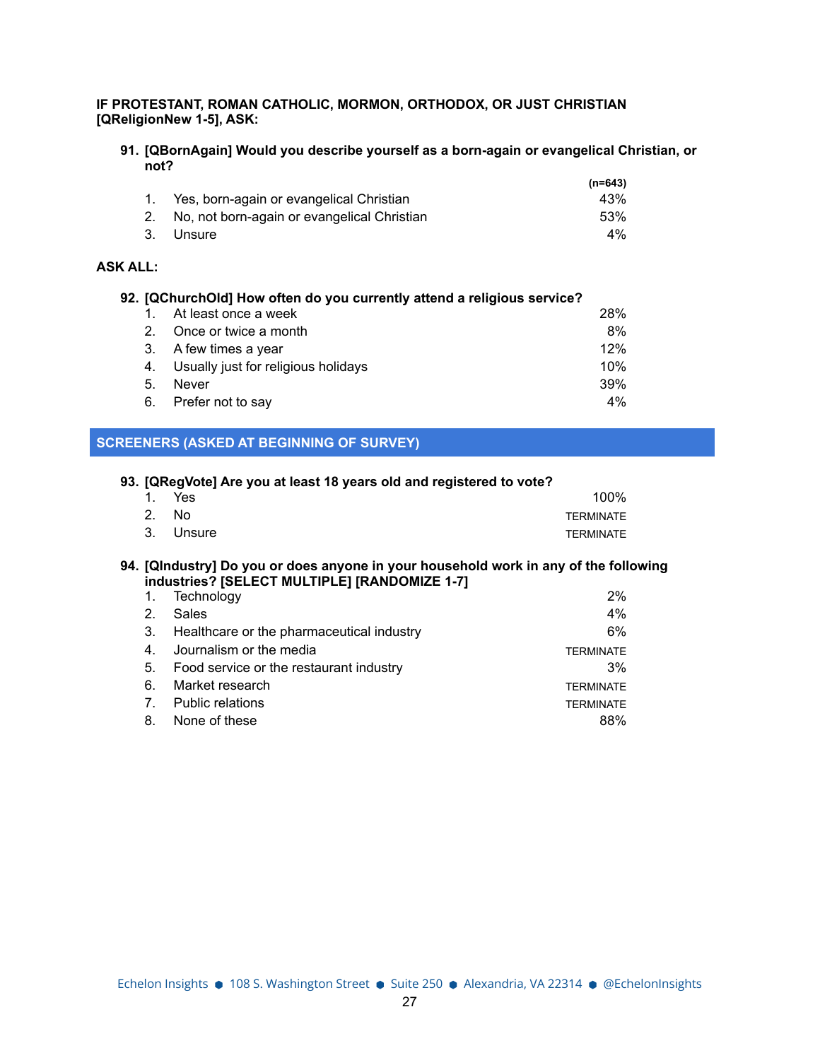**IF PROTESTANT, ROMAN CATHOLIC, MORMON, ORTHODOX, OR JUST CHRISTIAN [QReligionNew 1-5], ASK:**

**91. [QBornAgain] Would you describe yourself as a born-again or evangelical Christian, or not?**

| | | (n=643) |
|---|---|---|
| 1. | Yes, born-again or evangelical Christian | 43% |
| 2. | No, not born-again or evangelical Christian | 53% |
| 3. | Unsure | 4% |

**ASK ALL:**

**92. [QChurchOld] How often do you currently attend a religious service?**

| | | |
|---|---|---|
| 1. | At least once a week | 28% |
| 2. | Once or twice a month | 8% |
| 3. | A few times a year | 12% |
| 4. | Usually just for religious holidays | 10% |
| 5. | Never | 39% |
| 6. | Prefer not to say | 4% |

## SCREENERS (ASKED AT BEGINNING OF SURVEY)

**93. [QRegVote] Are you at least 18 years old and registered to vote?**

| | | |
|---|---|---|
| 1. | Yes | 100% |
| 2. | No | TERMINATE |
| 3. | Unsure | TERMINATE |

**94. [QIndustry] Do you or does anyone in your household work in any of the following industries? [SELECT MULTIPLE] [RANDOMIZE 1-7]**

| | | |
|---|---|---|
| 1. | Technology | 2% |
| 2. | Sales | 4% |
| 3. | Healthcare or the pharmaceutical industry | 6% |
| 4. | Journalism or the media | TERMINATE |
| 5. | Food service or the restaurant industry | 3% |
| 6. | Market research | TERMINATE |
| 7. | Public relations | TERMINATE |
| 8. | None of these | 88% |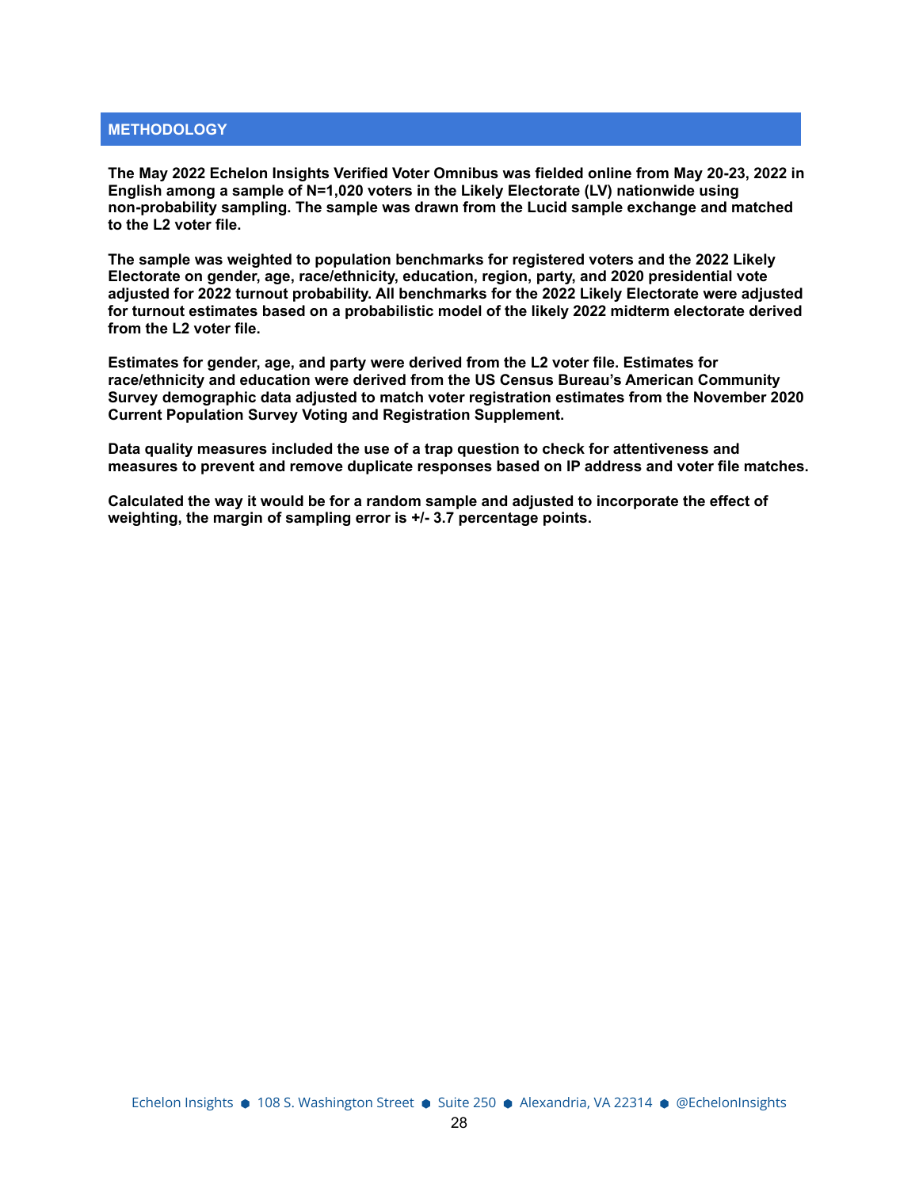## METHODOLOGY

**The May 2022 Echelon Insights Verified Voter Omnibus was fielded online from May 20-23, 2022 in English among a sample of N=1,020 voters in the Likely Electorate (LV) nationwide using non-probability sampling. The sample was drawn from the Lucid sample exchange and matched to the L2 voter file.**

**The sample was weighted to population benchmarks for registered voters and the 2022 Likely Electorate on gender, age, race/ethnicity, education, region, party, and 2020 presidential vote adjusted for 2022 turnout probability. All benchmarks for the 2022 Likely Electorate were adjusted for turnout estimates based on a probabilistic model of the likely 2022 midterm electorate derived from the L2 voter file.**

**Estimates for gender, age, and party were derived from the L2 voter file. Estimates for race/ethnicity and education were derived from the US Census Bureau's American Community Survey demographic data adjusted to match voter registration estimates from the November 2020 Current Population Survey Voting and Registration Supplement.**

**Data quality measures included the use of a trap question to check for attentiveness and measures to prevent and remove duplicate responses based on IP address and voter file matches.**

**Calculated the way it would be for a random sample and adjusted to incorporate the effect of weighting, the margin of sampling error is +/- 3.7 percentage points.**

Echelon Insights ⬢ 108 S. Washington Street ⬢ Suite 250 ⬢ Alexandria, VA 22314 ⬢ @EchelonInsights